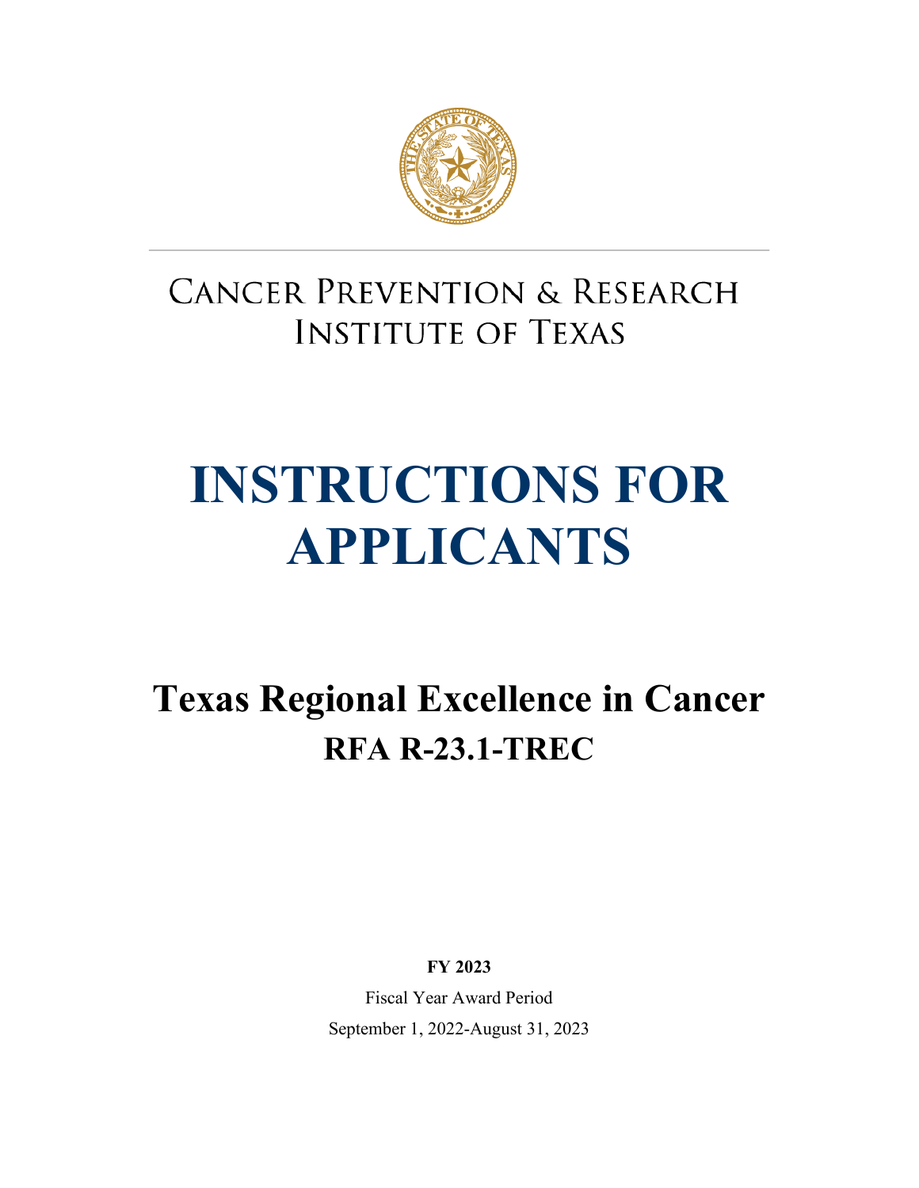CANCER PREVENTION & RESEARCH INSTITUTE OF TEXAS

# INSTRUCTIONS FOR APPLICANTS

## Texas Regional Excellence in Cancer

## RFA R-23.1-TREC

**FY 2023**

Fiscal Year Award Period

September 1, 2022-August 31, 2023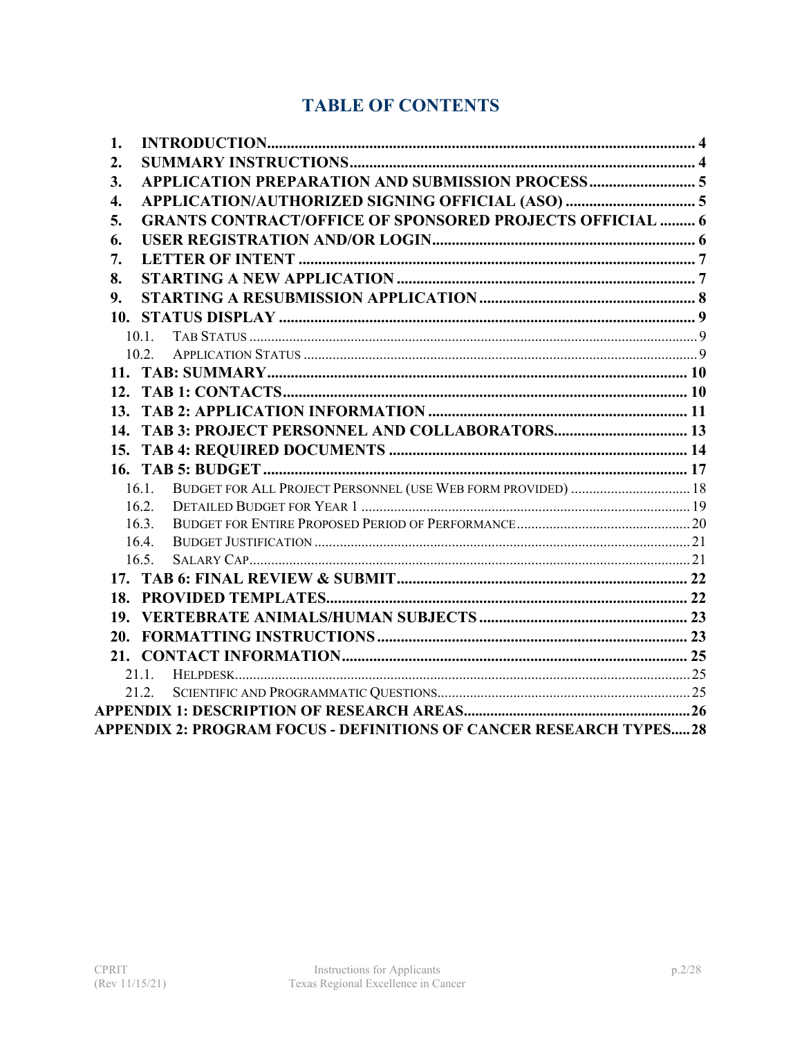# TABLE OF CONTENTS

1. INTRODUCTION ........ 4
2. SUMMARY INSTRUCTIONS ........ 4
3. APPLICATION PREPARATION AND SUBMISSION PROCESS ........ 5
4. APPLICATION/AUTHORIZED SIGNING OFFICIAL (ASO) ........ 5
5. GRANTS CONTRACT/OFFICE OF SPONSORED PROJECTS OFFICIAL ........ 6
6. USER REGISTRATION AND/OR LOGIN ........ 6
7. LETTER OF INTENT ........ 7
8. STARTING A NEW APPLICATION ........ 7
9. STARTING A RESUBMISSION APPLICATION ........ 8
10. STATUS DISPLAY ........ 9
    - 10.1. Tab Status ........ 9
    - 10.2. Application Status ........ 9
11. TAB: SUMMARY ........ 10
12. TAB 1: CONTACTS ........ 10
13. TAB 2: APPLICATION INFORMATION ........ 11
14. TAB 3: PROJECT PERSONNEL AND COLLABORATORS ........ 13
15. TAB 4: REQUIRED DOCUMENTS ........ 14
16. TAB 5: BUDGET ........ 17
    - 16.1. Budget for All Project Personnel (use Web form provided) ........ 18
    - 16.2. Detailed Budget for Year 1 ........ 19
    - 16.3. Budget for Entire Proposed Period of Performance ........ 20
    - 16.4. Budget Justification ........ 21
    - 16.5. Salary Cap ........ 21
17. TAB 6: FINAL REVIEW & SUBMIT ........ 22
18. PROVIDED TEMPLATES ........ 22
19. VERTEBRATE ANIMALS/HUMAN SUBJECTS ........ 23
20. FORMATTING INSTRUCTIONS ........ 23
21. CONTACT INFORMATION ........ 25
    - 21.1. Helpdesk ........ 25
    - 21.2. Scientific and Programmatic Questions ........ 25

APPENDIX 1: DESCRIPTION OF RESEARCH AREAS ........ 26

APPENDIX 2: PROGRAM FOCUS - DEFINITIONS OF CANCER RESEARCH TYPES ........ 28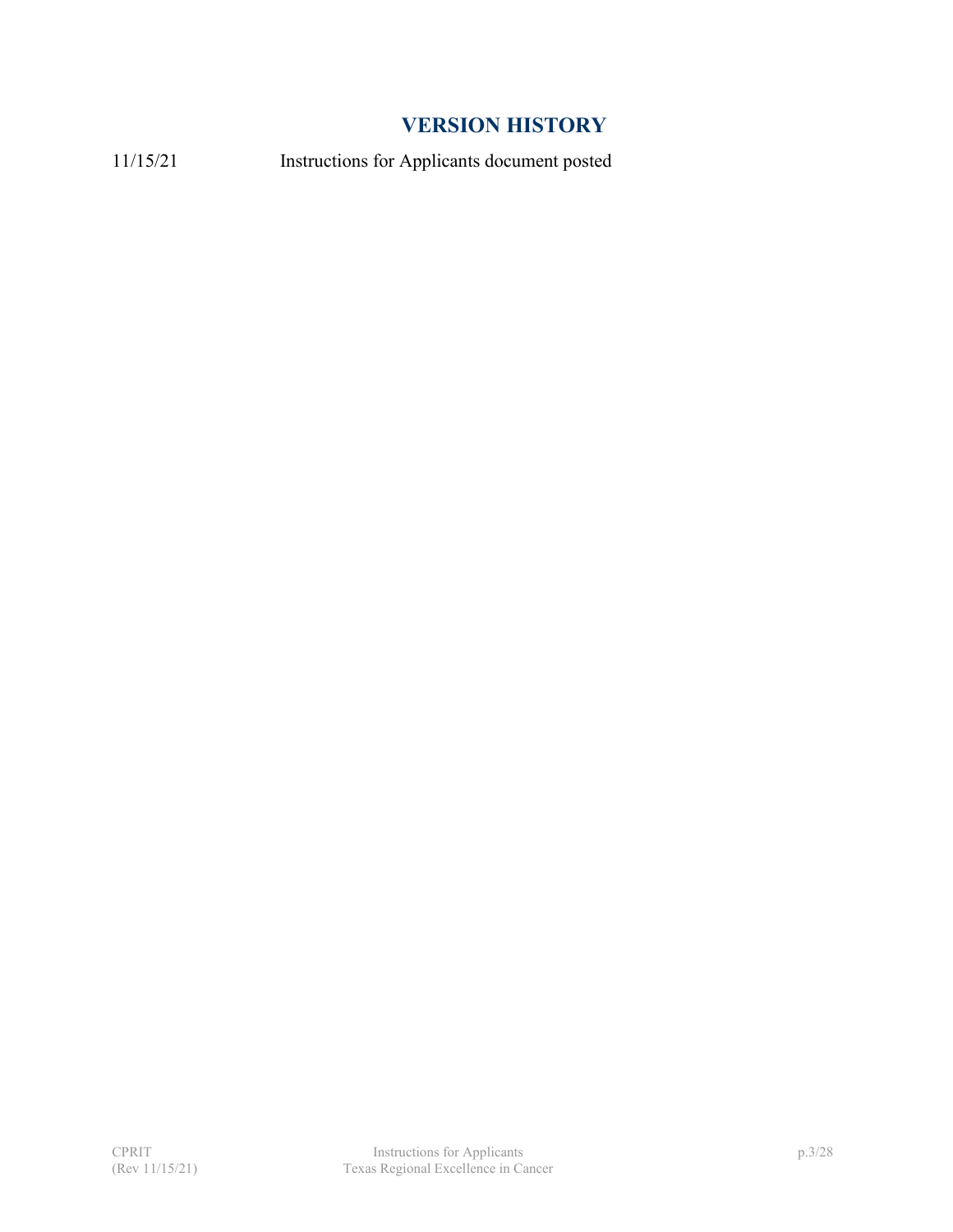# VERSION HISTORY

11/15/21 Instructions for Applicants document posted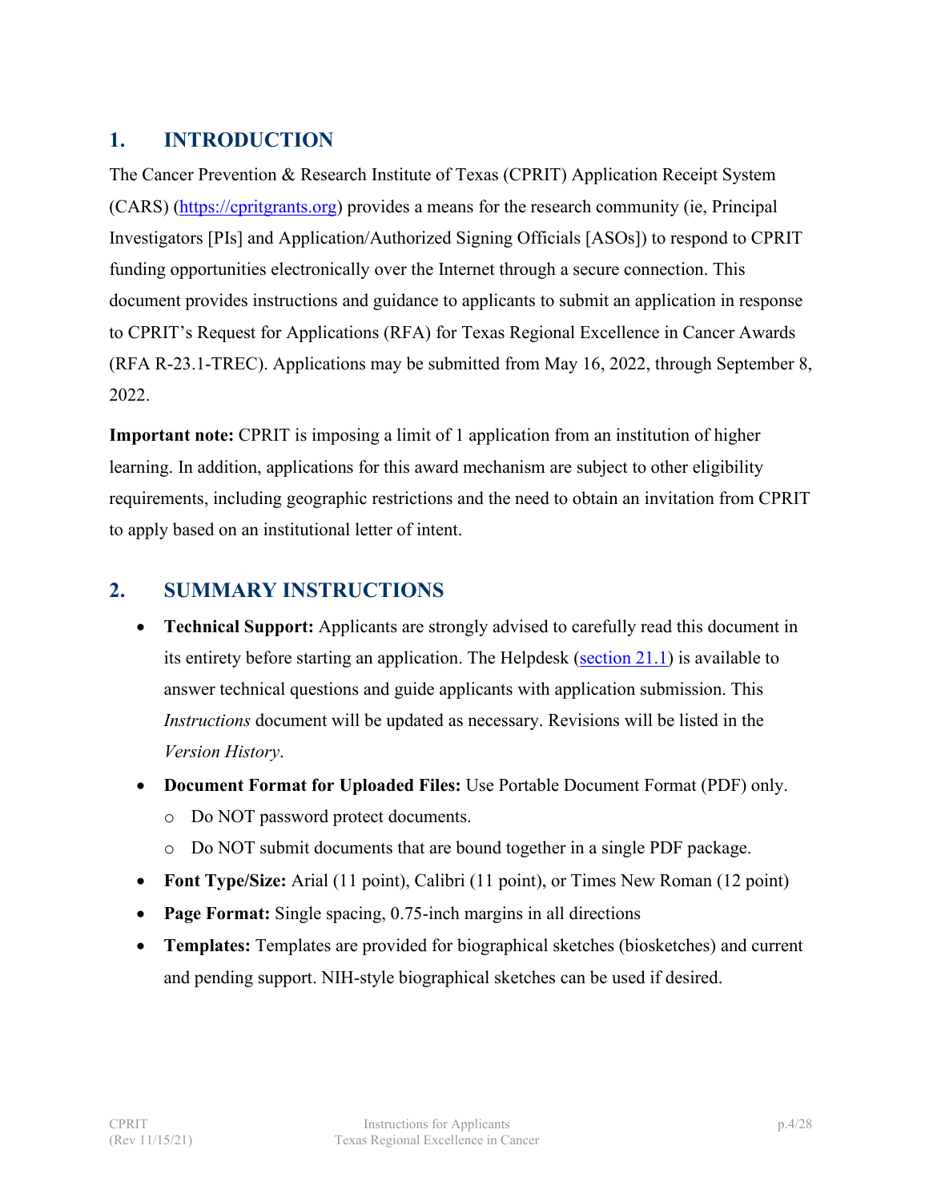## 1. INTRODUCTION

The Cancer Prevention & Research Institute of Texas (CPRIT) Application Receipt System (CARS) (https://cpritgrants.org) provides a means for the research community (ie, Principal Investigators [PIs] and Application/Authorized Signing Officials [ASOs]) to respond to CPRIT funding opportunities electronically over the Internet through a secure connection. This document provides instructions and guidance to applicants to submit an application in response to CPRIT's Request for Applications (RFA) for Texas Regional Excellence in Cancer Awards (RFA R-23.1-TREC). Applications may be submitted from May 16, 2022, through September 8, 2022.

**Important note:** CPRIT is imposing a limit of 1 application from an institution of higher learning. In addition, applications for this award mechanism are subject to other eligibility requirements, including geographic restrictions and the need to obtain an invitation from CPRIT to apply based on an institutional letter of intent.

## 2. SUMMARY INSTRUCTIONS

- **Technical Support:** Applicants are strongly advised to carefully read this document in its entirety before starting an application. The Helpdesk (section 21.1) is available to answer technical questions and guide applicants with application submission. This *Instructions* document will be updated as necessary. Revisions will be listed in the *Version History*.
- **Document Format for Uploaded Files:** Use Portable Document Format (PDF) only.
  - Do NOT password protect documents.
  - Do NOT submit documents that are bound together in a single PDF package.
- **Font Type/Size:** Arial (11 point), Calibri (11 point), or Times New Roman (12 point)
- **Page Format:** Single spacing, 0.75-inch margins in all directions
- **Templates:** Templates are provided for biographical sketches (biosketches) and current and pending support. NIH-style biographical sketches can be used if desired.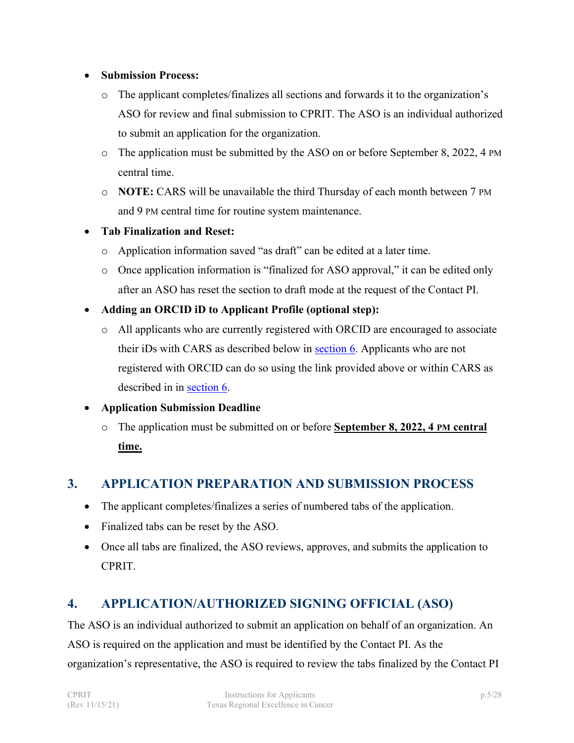- **Submission Process:**
  - The applicant completes/finalizes all sections and forwards it to the organization's ASO for review and final submission to CPRIT. The ASO is an individual authorized to submit an application for the organization.
  - The application must be submitted by the ASO on or before September 8, 2022, 4 PM central time.
  - **NOTE:** CARS will be unavailable the third Thursday of each month between 7 PM and 9 PM central time for routine system maintenance.
- **Tab Finalization and Reset:**
  - Application information saved "as draft" can be edited at a later time.
  - Once application information is "finalized for ASO approval," it can be edited only after an ASO has reset the section to draft mode at the request of the Contact PI.
- **Adding an ORCID iD to Applicant Profile (optional step):**
  - All applicants who are currently registered with ORCID are encouraged to associate their iDs with CARS as described below in section 6. Applicants who are not registered with ORCID can do so using the link provided above or within CARS as described in in section 6.
- **Application Submission Deadline**
  - The application must be submitted on or before **September 8, 2022, 4 PM central time.**

## 3. APPLICATION PREPARATION AND SUBMISSION PROCESS

- The applicant completes/finalizes a series of numbered tabs of the application.
- Finalized tabs can be reset by the ASO.
- Once all tabs are finalized, the ASO reviews, approves, and submits the application to CPRIT.

## 4. APPLICATION/AUTHORIZED SIGNING OFFICIAL (ASO)

The ASO is an individual authorized to submit an application on behalf of an organization. An ASO is required on the application and must be identified by the Contact PI. As the organization's representative, the ASO is required to review the tabs finalized by the Contact PI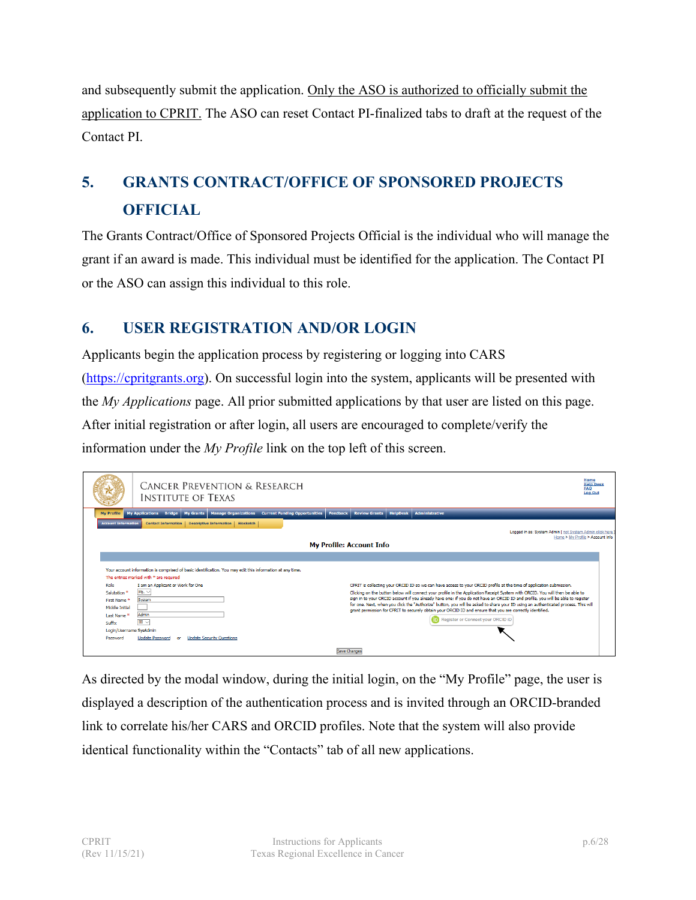and subsequently submit the application. Only the ASO is authorized to officially submit the application to CPRIT. The ASO can reset Contact PI-finalized tabs to draft at the request of the Contact PI.

## 5. GRANTS CONTRACT/OFFICE OF SPONSORED PROJECTS OFFICIAL

The Grants Contract/Office of Sponsored Projects Official is the individual who will manage the grant if an award is made. This individual must be identified for the application. The Contact PI or the ASO can assign this individual to this role.

## 6. USER REGISTRATION AND/OR LOGIN

Applicants begin the application process by registering or logging into CARS (https://cpritgrants.org). On successful login into the system, applicants will be presented with the *My Applications* page. All prior submitted applications by that user are listed on this page. After initial registration or after login, all users are encouraged to complete/verify the information under the *My Profile* link on the top left of this screen.

As directed by the modal window, during the initial login, on the "My Profile" page, the user is displayed a description of the authentication process and is invited through an ORCID-branded link to correlate his/her CARS and ORCID profiles. Note that the system will also provide identical functionality within the "Contacts" tab of all new applications.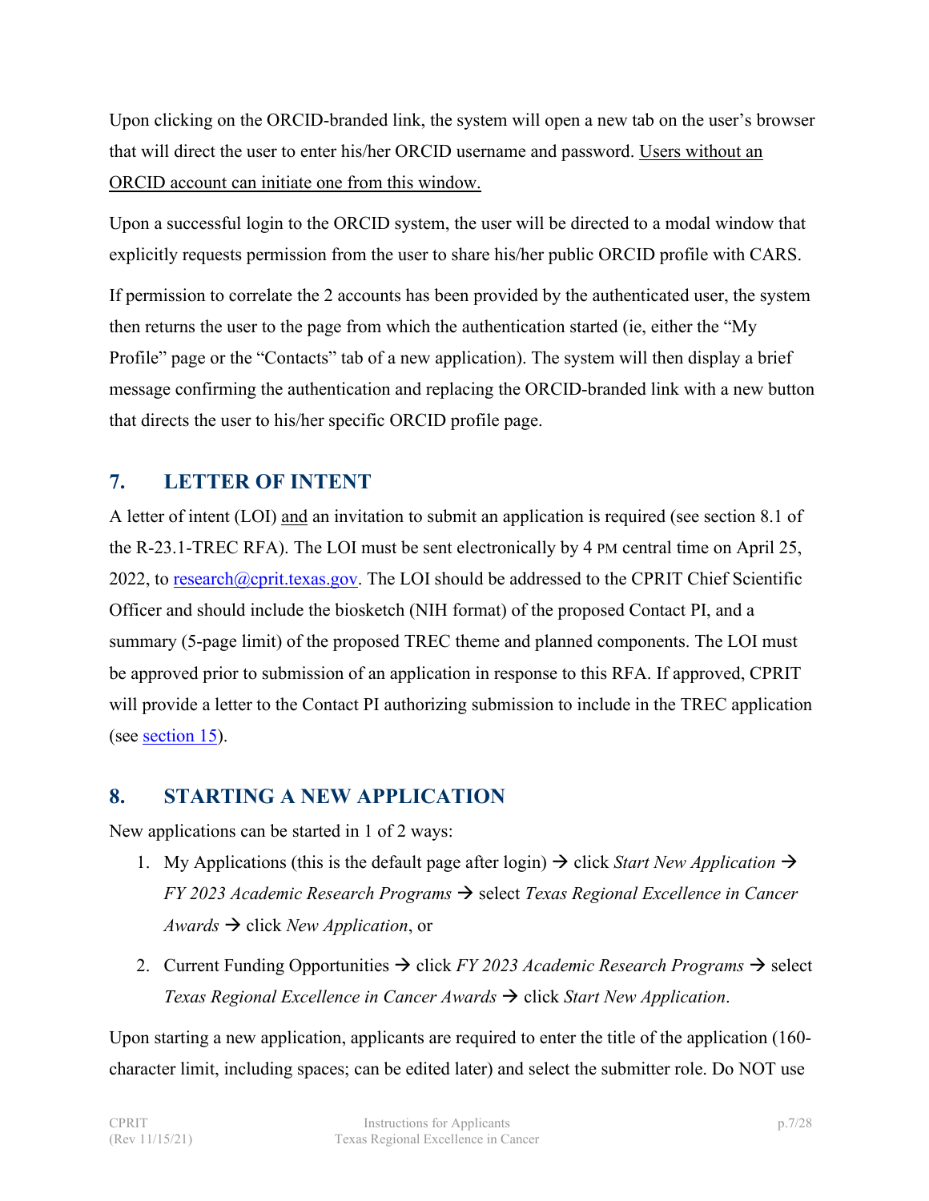Upon clicking on the ORCID-branded link, the system will open a new tab on the user's browser that will direct the user to enter his/her ORCID username and password. Users without an ORCID account can initiate one from this window.

Upon a successful login to the ORCID system, the user will be directed to a modal window that explicitly requests permission from the user to share his/her public ORCID profile with CARS.

If permission to correlate the 2 accounts has been provided by the authenticated user, the system then returns the user to the page from which the authentication started (ie, either the "My Profile" page or the "Contacts" tab of a new application). The system will then display a brief message confirming the authentication and replacing the ORCID-branded link with a new button that directs the user to his/her specific ORCID profile page.

## 7. LETTER OF INTENT

A letter of intent (LOI) and an invitation to submit an application is required (see section 8.1 of the R-23.1-TREC RFA). The LOI must be sent electronically by 4 PM central time on April 25, 2022, to research@cprit.texas.gov. The LOI should be addressed to the CPRIT Chief Scientific Officer and should include the biosketch (NIH format) of the proposed Contact PI, and a summary (5-page limit) of the proposed TREC theme and planned components. The LOI must be approved prior to submission of an application in response to this RFA. If approved, CPRIT will provide a letter to the Contact PI authorizing submission to include in the TREC application (see section 15).

## 8. STARTING A NEW APPLICATION

New applications can be started in 1 of 2 ways:

1. My Applications (this is the default page after login) → click *Start New Application* → *FY 2023 Academic Research Programs* → select *Texas Regional Excellence in Cancer Awards* → click *New Application*, or
2. Current Funding Opportunities → click *FY 2023 Academic Research Programs* → select *Texas Regional Excellence in Cancer Awards* → click *Start New Application*.

Upon starting a new application, applicants are required to enter the title of the application (160-character limit, including spaces; can be edited later) and select the submitter role. Do NOT use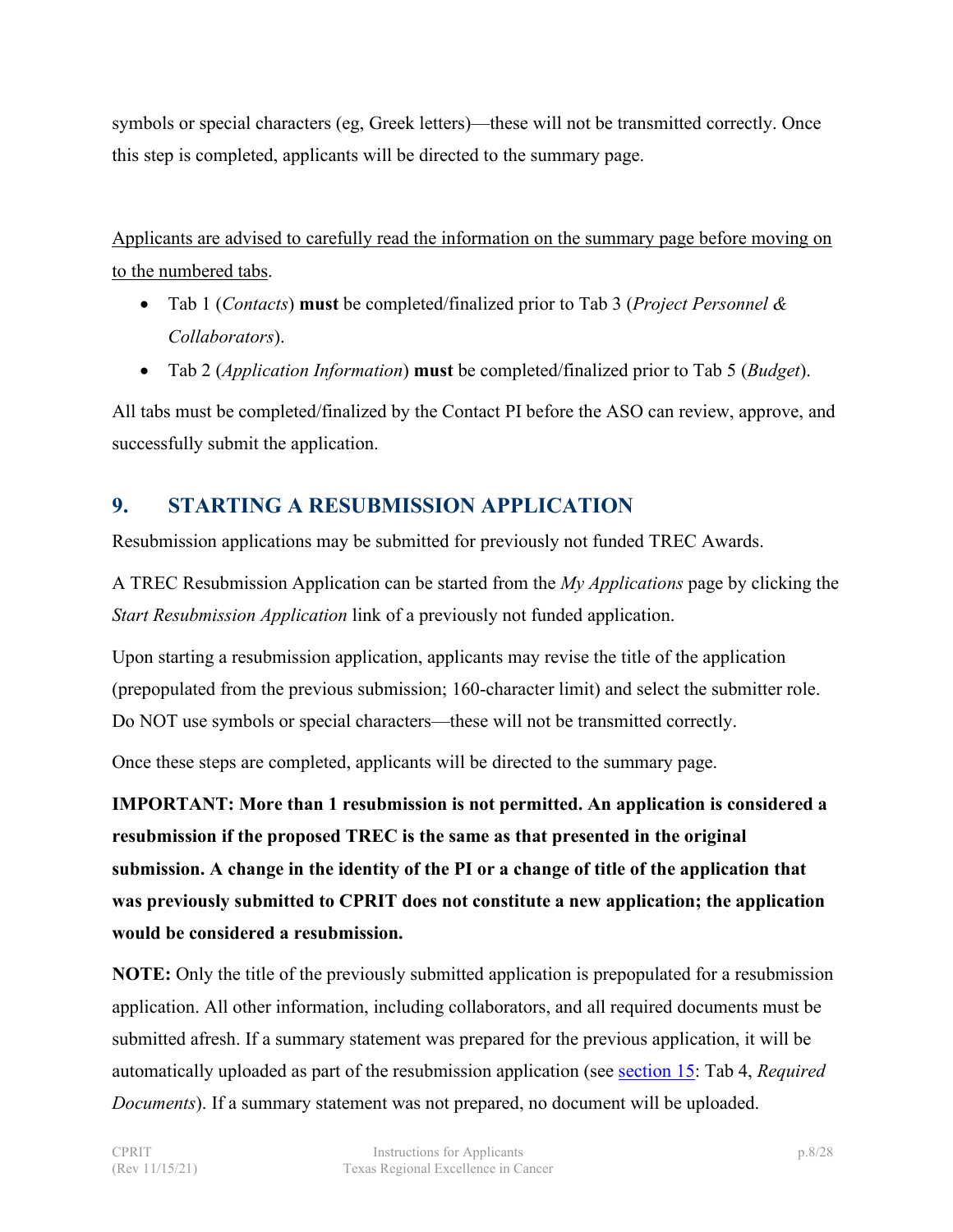symbols or special characters (eg, Greek letters)—these will not be transmitted correctly. Once this step is completed, applicants will be directed to the summary page.

<u>Applicants are advised to carefully read the information on the summary page before moving on to the numbered tabs</u>.

- Tab 1 (*Contacts*) **must** be completed/finalized prior to Tab 3 (*Project Personnel & Collaborators*).
- Tab 2 (*Application Information*) **must** be completed/finalized prior to Tab 5 (*Budget*).

All tabs must be completed/finalized by the Contact PI before the ASO can review, approve, and successfully submit the application.

## 9. STARTING A RESUBMISSION APPLICATION

Resubmission applications may be submitted for previously not funded TREC Awards.

A TREC Resubmission Application can be started from the *My Applications* page by clicking the *Start Resubmission Application* link of a previously not funded application.

Upon starting a resubmission application, applicants may revise the title of the application (prepopulated from the previous submission; 160-character limit) and select the submitter role. Do NOT use symbols or special characters—these will not be transmitted correctly.

Once these steps are completed, applicants will be directed to the summary page.

**IMPORTANT: More than 1 resubmission is not permitted. An application is considered a resubmission if the proposed TREC is the same as that presented in the original submission. A change in the identity of the PI or a change of title of the application that was previously submitted to CPRIT does not constitute a new application; the application would be considered a resubmission.**

**NOTE:** Only the title of the previously submitted application is prepopulated for a resubmission application. All other information, including collaborators, and all required documents must be submitted afresh. If a summary statement was prepared for the previous application, it will be automatically uploaded as part of the resubmission application (see section 15: Tab 4, *Required Documents*). If a summary statement was not prepared, no document will be uploaded.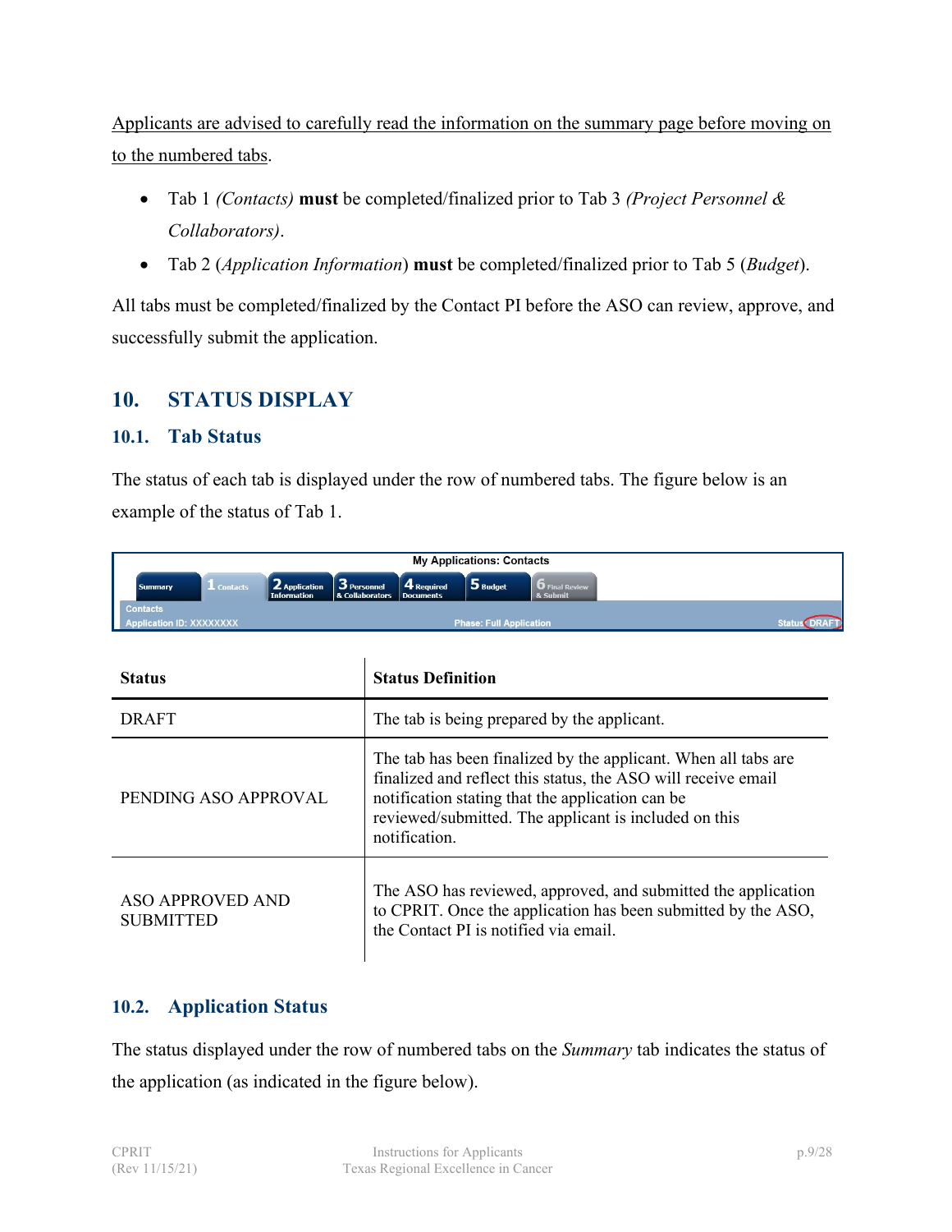Applicants are advised to carefully read the information on the summary page before moving on to the numbered tabs.

- Tab 1 *(Contacts)* **must** be completed/finalized prior to Tab 3 *(Project Personnel & Collaborators)*.
- Tab 2 (*Application Information*) **must** be completed/finalized prior to Tab 5 (*Budget*).

All tabs must be completed/finalized by the Contact PI before the ASO can review, approve, and successfully submit the application.

# 10. STATUS DISPLAY

## 10.1. Tab Status

The status of each tab is displayed under the row of numbered tabs. The figure below is an example of the status of Tab 1.

| Status | Status Definition |
| --- | --- |
| DRAFT | The tab is being prepared by the applicant. |
| PENDING ASO APPROVAL | The tab has been finalized by the applicant. When all tabs are finalized and reflect this status, the ASO will receive email notification stating that the application can be reviewed/submitted. The applicant is included on this notification. |
| ASO APPROVED AND SUBMITTED | The ASO has reviewed, approved, and submitted the application to CPRIT. Once the application has been submitted by the ASO, the Contact PI is notified via email. |

## 10.2. Application Status

The status displayed under the row of numbered tabs on the *Summary* tab indicates the status of the application (as indicated in the figure below).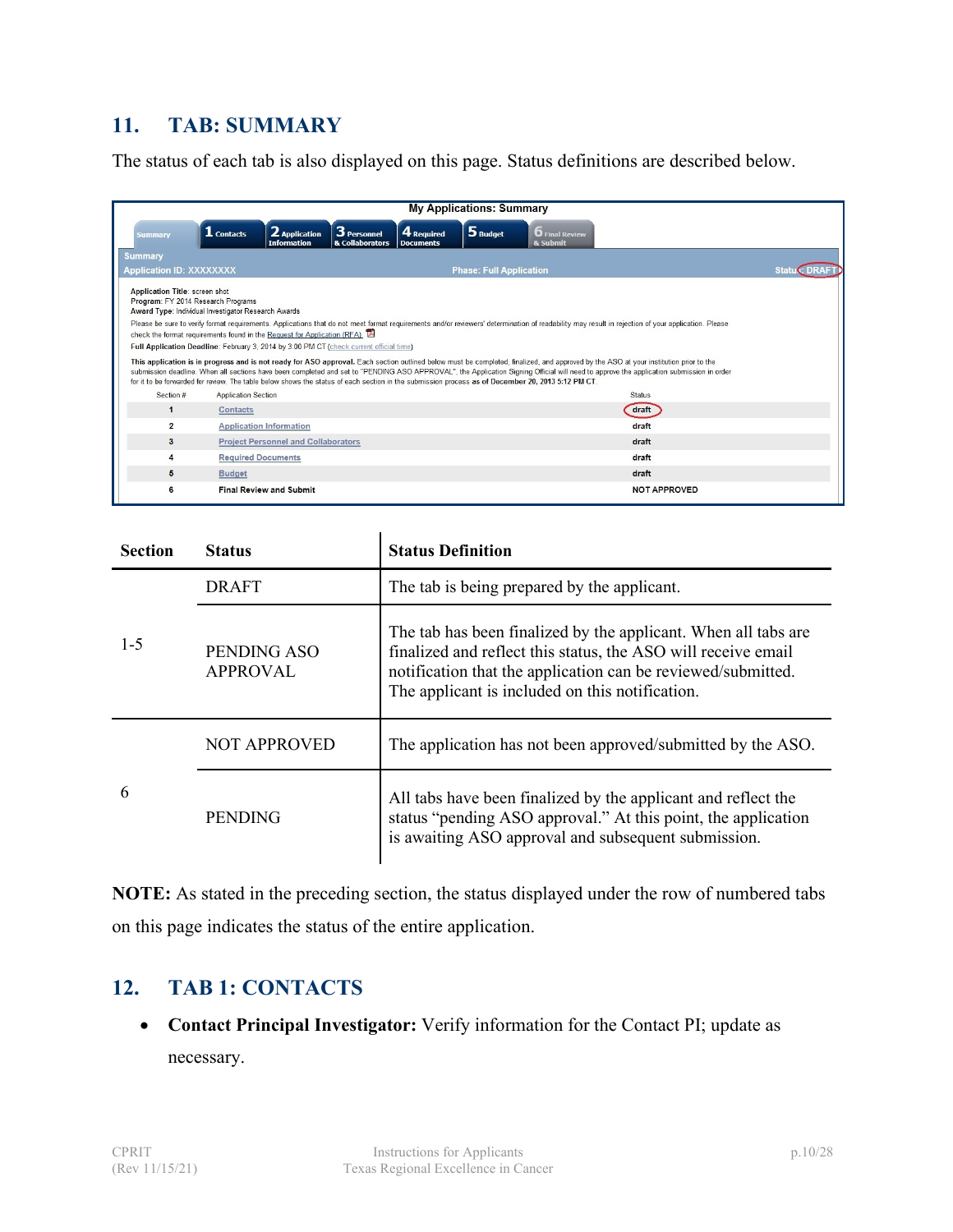## 11. TAB: SUMMARY

The status of each tab is also displayed on this page. Status definitions are described below.

| Section | Status | Status Definition |
|---|---|---|
| 1-5 | DRAFT | The tab is being prepared by the applicant. |
| | PENDING ASO APPROVAL | The tab has been finalized by the applicant. When all tabs are finalized and reflect this status, the ASO will receive email notification that the application can be reviewed/submitted. The applicant is included on this notification. |
| 6 | NOT APPROVED | The application has not been approved/submitted by the ASO. |
| | PENDING | All tabs have been finalized by the applicant and reflect the status "pending ASO approval." At this point, the application is awaiting ASO approval and subsequent submission. |

**NOTE:** As stated in the preceding section, the status displayed under the row of numbered tabs on this page indicates the status of the entire application.

## 12. TAB 1: CONTACTS

- **Contact Principal Investigator:** Verify information for the Contact PI; update as necessary.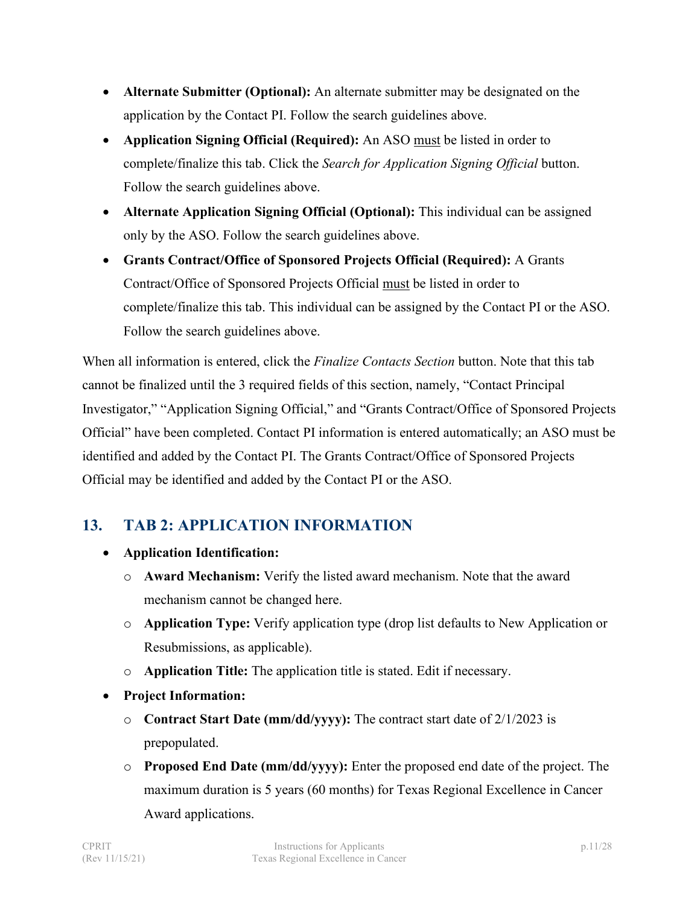- **Alternate Submitter (Optional):** An alternate submitter may be designated on the application by the Contact PI. Follow the search guidelines above.
- **Application Signing Official (Required):** An ASO must be listed in order to complete/finalize this tab. Click the *Search for Application Signing Official* button. Follow the search guidelines above.
- **Alternate Application Signing Official (Optional):** This individual can be assigned only by the ASO. Follow the search guidelines above.
- **Grants Contract/Office of Sponsored Projects Official (Required):** A Grants Contract/Office of Sponsored Projects Official must be listed in order to complete/finalize this tab. This individual can be assigned by the Contact PI or the ASO. Follow the search guidelines above.

When all information is entered, click the *Finalize Contacts Section* button. Note that this tab cannot be finalized until the 3 required fields of this section, namely, "Contact Principal Investigator," "Application Signing Official," and "Grants Contract/Office of Sponsored Projects Official" have been completed. Contact PI information is entered automatically; an ASO must be identified and added by the Contact PI. The Grants Contract/Office of Sponsored Projects Official may be identified and added by the Contact PI or the ASO.

## 13. TAB 2: APPLICATION INFORMATION

- **Application Identification:**
  - **Award Mechanism:** Verify the listed award mechanism. Note that the award mechanism cannot be changed here.
  - **Application Type:** Verify application type (drop list defaults to New Application or Resubmissions, as applicable).
  - **Application Title:** The application title is stated. Edit if necessary.
- **Project Information:**
  - **Contract Start Date (mm/dd/yyyy):** The contract start date of 2/1/2023 is prepopulated.
  - **Proposed End Date (mm/dd/yyyy):** Enter the proposed end date of the project. The maximum duration is 5 years (60 months) for Texas Regional Excellence in Cancer Award applications.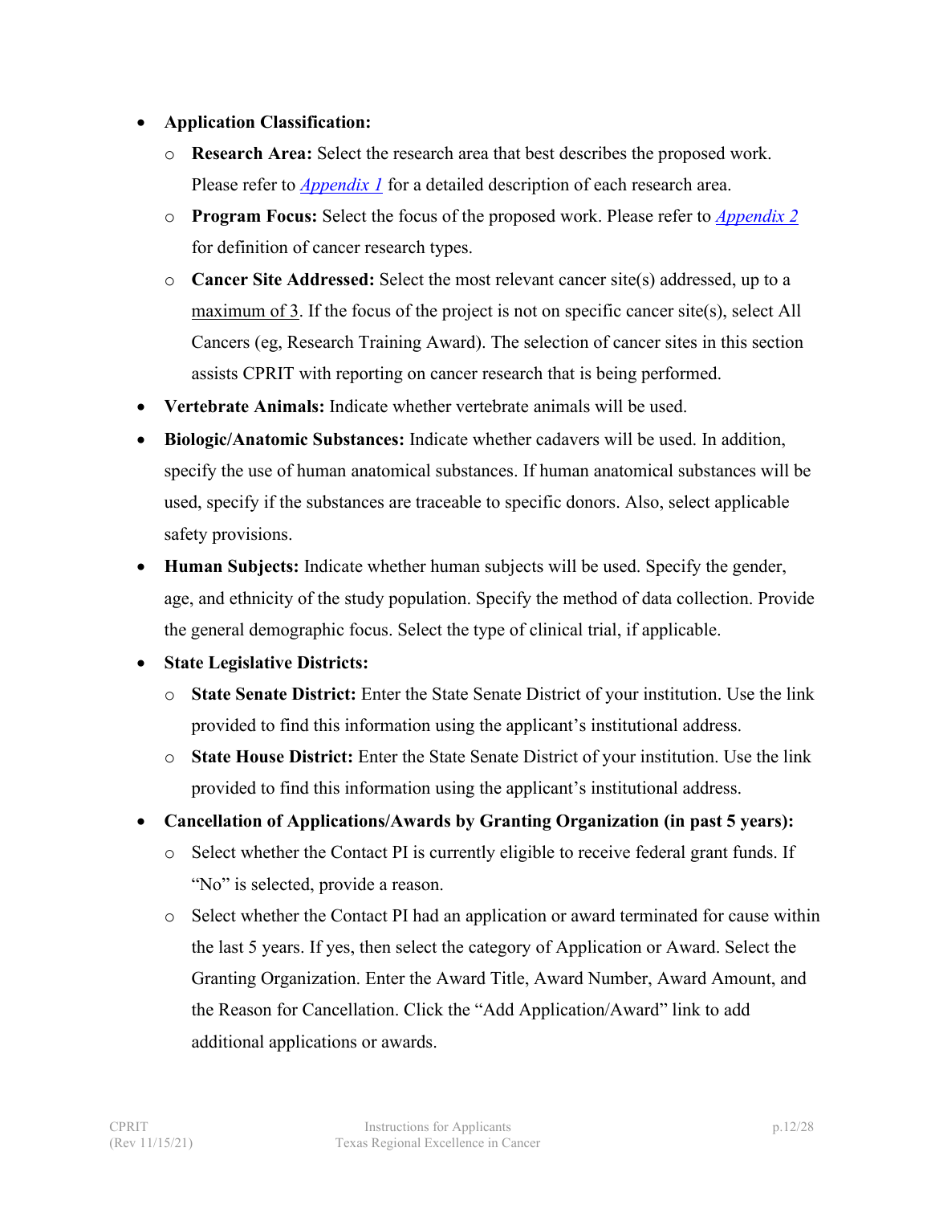- **Application Classification:**
  - **Research Area:** Select the research area that best describes the proposed work. Please refer to *Appendix 1* for a detailed description of each research area.
  - **Program Focus:** Select the focus of the proposed work. Please refer to *Appendix 2* for definition of cancer research types.
  - **Cancer Site Addressed:** Select the most relevant cancer site(s) addressed, up to a maximum of 3. If the focus of the project is not on specific cancer site(s), select All Cancers (eg, Research Training Award). The selection of cancer sites in this section assists CPRIT with reporting on cancer research that is being performed.
- **Vertebrate Animals:** Indicate whether vertebrate animals will be used.
- **Biologic/Anatomic Substances:** Indicate whether cadavers will be used. In addition, specify the use of human anatomical substances. If human anatomical substances will be used, specify if the substances are traceable to specific donors. Also, select applicable safety provisions.
- **Human Subjects:** Indicate whether human subjects will be used. Specify the gender, age, and ethnicity of the study population. Specify the method of data collection. Provide the general demographic focus. Select the type of clinical trial, if applicable.
- **State Legislative Districts:**
  - **State Senate District:** Enter the State Senate District of your institution. Use the link provided to find this information using the applicant's institutional address.
  - **State House District:** Enter the State Senate District of your institution. Use the link provided to find this information using the applicant's institutional address.
- **Cancellation of Applications/Awards by Granting Organization (in past 5 years):**
  - Select whether the Contact PI is currently eligible to receive federal grant funds. If "No" is selected, provide a reason.
  - Select whether the Contact PI had an application or award terminated for cause within the last 5 years. If yes, then select the category of Application or Award. Select the Granting Organization. Enter the Award Title, Award Number, Award Amount, and the Reason for Cancellation. Click the "Add Application/Award" link to add additional applications or awards.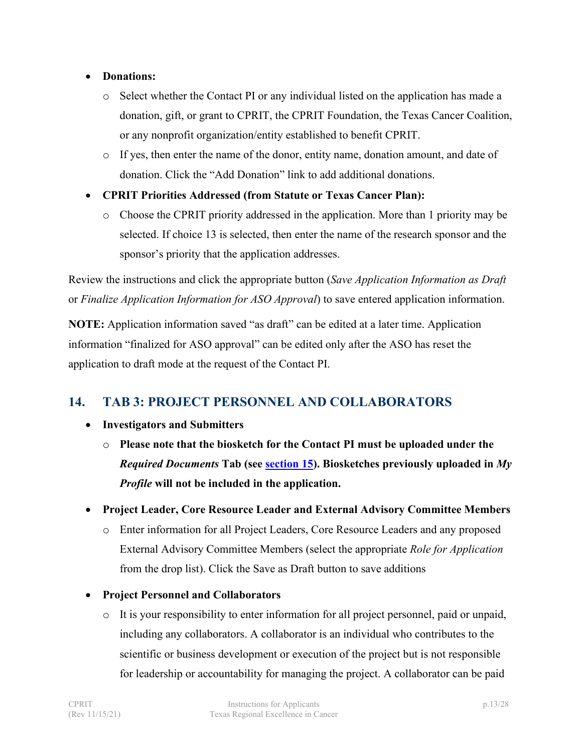- **Donations:**
  - Select whether the Contact PI or any individual listed on the application has made a donation, gift, or grant to CPRIT, the CPRIT Foundation, the Texas Cancer Coalition, or any nonprofit organization/entity established to benefit CPRIT.
  - If yes, then enter the name of the donor, entity name, donation amount, and date of donation. Click the "Add Donation" link to add additional donations.
- **CPRIT Priorities Addressed (from Statute or Texas Cancer Plan):**
  - Choose the CPRIT priority addressed in the application. More than 1 priority may be selected. If choice 13 is selected, then enter the name of the research sponsor and the sponsor's priority that the application addresses.

Review the instructions and click the appropriate button (*Save Application Information as Draft* or *Finalize Application Information for ASO Approval*) to save entered application information.

**NOTE:** Application information saved "as draft" can be edited at a later time. Application information "finalized for ASO approval" can be edited only after the ASO has reset the application to draft mode at the request of the Contact PI.

## 14. TAB 3: PROJECT PERSONNEL AND COLLABORATORS

- **Investigators and Submitters**
  - **Please note that the biosketch for the Contact PI must be uploaded under the *Required Documents* Tab (see section 15). Biosketches previously uploaded in *My Profile* will not be included in the application.**
- **Project Leader, Core Resource Leader and External Advisory Committee Members**
  - Enter information for all Project Leaders, Core Resource Leaders and any proposed External Advisory Committee Members (select the appropriate *Role for Application* from the drop list). Click the Save as Draft button to save additions
- **Project Personnel and Collaborators**
  - It is your responsibility to enter information for all project personnel, paid or unpaid, including any collaborators. A collaborator is an individual who contributes to the scientific or business development or execution of the project but is not responsible for leadership or accountability for managing the project. A collaborator can be paid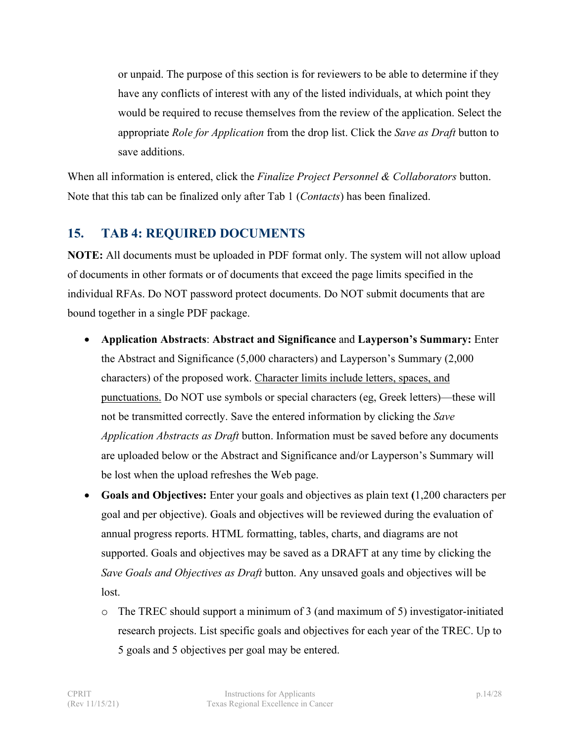or unpaid. The purpose of this section is for reviewers to be able to determine if they have any conflicts of interest with any of the listed individuals, at which point they would be required to recuse themselves from the review of the application. Select the appropriate *Role for Application* from the drop list. Click the *Save as Draft* button to save additions.

When all information is entered, click the *Finalize Project Personnel & Collaborators* button. Note that this tab can be finalized only after Tab 1 (*Contacts*) has been finalized.

## 15. TAB 4: REQUIRED DOCUMENTS

**NOTE:** All documents must be uploaded in PDF format only. The system will not allow upload of documents in other formats or of documents that exceed the page limits specified in the individual RFAs. Do NOT password protect documents. Do NOT submit documents that are bound together in a single PDF package.

- **Application Abstracts**: **Abstract and Significance** and **Layperson's Summary:** Enter the Abstract and Significance (5,000 characters) and Layperson's Summary (2,000 characters) of the proposed work. <u>Character limits include letters, spaces, and punctuations.</u> Do NOT use symbols or special characters (eg, Greek letters)—these will not be transmitted correctly. Save the entered information by clicking the *Save Application Abstracts as Draft* button. Information must be saved before any documents are uploaded below or the Abstract and Significance and/or Layperson's Summary will be lost when the upload refreshes the Web page.
- **Goals and Objectives:** Enter your goals and objectives as plain text **(**1,200 characters per goal and per objective). Goals and objectives will be reviewed during the evaluation of annual progress reports. HTML formatting, tables, charts, and diagrams are not supported. Goals and objectives may be saved as a DRAFT at any time by clicking the *Save Goals and Objectives as Draft* button. Any unsaved goals and objectives will be lost.
  - The TREC should support a minimum of 3 (and maximum of 5) investigator-initiated research projects. List specific goals and objectives for each year of the TREC. Up to 5 goals and 5 objectives per goal may be entered.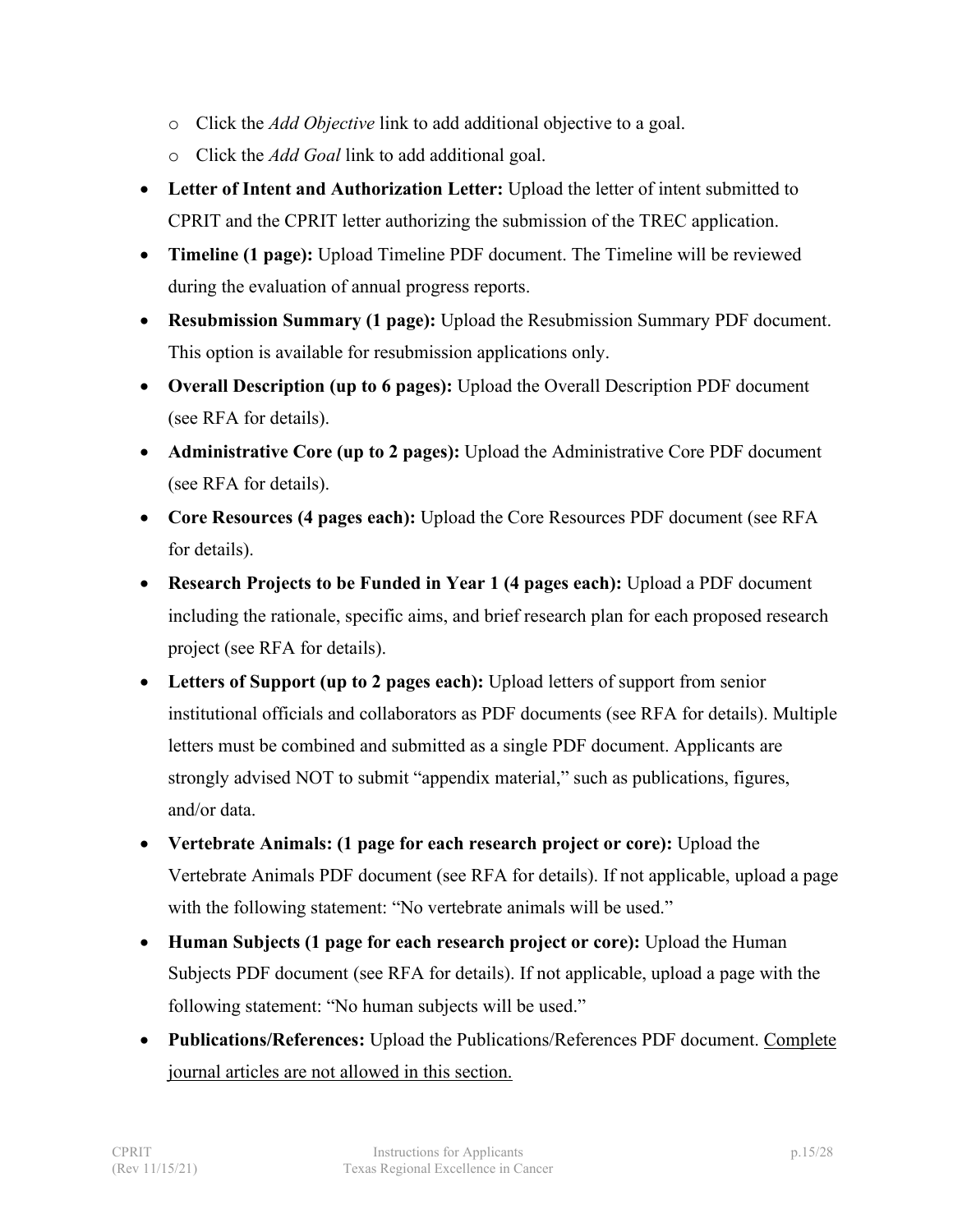- Click the *Add Objective* link to add additional objective to a goal.
  - Click the *Add Goal* link to add additional goal.
- **Letter of Intent and Authorization Letter:** Upload the letter of intent submitted to CPRIT and the CPRIT letter authorizing the submission of the TREC application.
- **Timeline (1 page):** Upload Timeline PDF document. The Timeline will be reviewed during the evaluation of annual progress reports.
- **Resubmission Summary (1 page):** Upload the Resubmission Summary PDF document. This option is available for resubmission applications only.
- **Overall Description (up to 6 pages):** Upload the Overall Description PDF document (see RFA for details).
- **Administrative Core (up to 2 pages):** Upload the Administrative Core PDF document (see RFA for details).
- **Core Resources (4 pages each):** Upload the Core Resources PDF document (see RFA for details).
- **Research Projects to be Funded in Year 1 (4 pages each):** Upload a PDF document including the rationale, specific aims, and brief research plan for each proposed research project (see RFA for details).
- **Letters of Support (up to 2 pages each):** Upload letters of support from senior institutional officials and collaborators as PDF documents (see RFA for details). Multiple letters must be combined and submitted as a single PDF document. Applicants are strongly advised NOT to submit "appendix material," such as publications, figures, and/or data.
- **Vertebrate Animals: (1 page for each research project or core):** Upload the Vertebrate Animals PDF document (see RFA for details). If not applicable, upload a page with the following statement: "No vertebrate animals will be used."
- **Human Subjects (1 page for each research project or core):** Upload the Human Subjects PDF document (see RFA for details). If not applicable, upload a page with the following statement: "No human subjects will be used."
- **Publications/References:** Upload the Publications/References PDF document. Complete journal articles are not allowed in this section.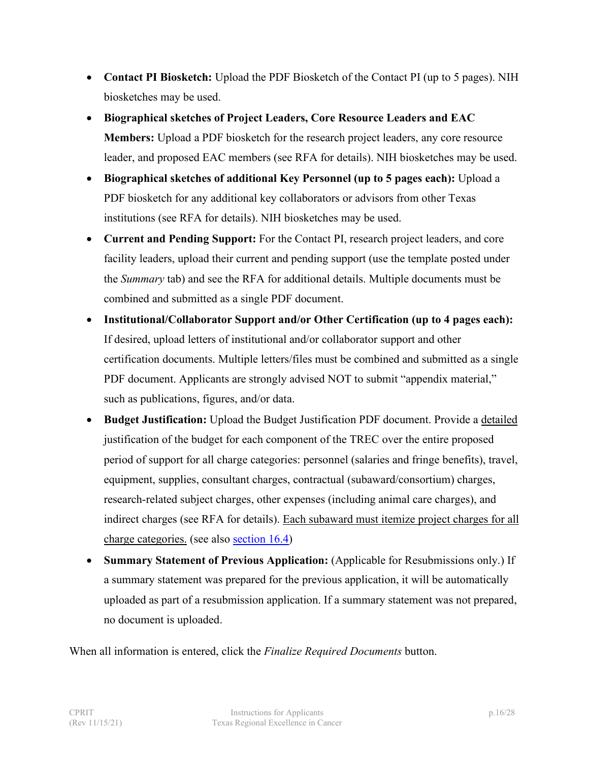- **Contact PI Biosketch:** Upload the PDF Biosketch of the Contact PI (up to 5 pages). NIH biosketches may be used.
- **Biographical sketches of Project Leaders, Core Resource Leaders and EAC Members:** Upload a PDF biosketch for the research project leaders, any core resource leader, and proposed EAC members (see RFA for details). NIH biosketches may be used.
- **Biographical sketches of additional Key Personnel (up to 5 pages each):** Upload a PDF biosketch for any additional key collaborators or advisors from other Texas institutions (see RFA for details). NIH biosketches may be used.
- **Current and Pending Support:** For the Contact PI, research project leaders, and core facility leaders, upload their current and pending support (use the template posted under the *Summary* tab) and see the RFA for additional details. Multiple documents must be combined and submitted as a single PDF document.
- **Institutional/Collaborator Support and/or Other Certification (up to 4 pages each):** If desired, upload letters of institutional and/or collaborator support and other certification documents. Multiple letters/files must be combined and submitted as a single PDF document. Applicants are strongly advised NOT to submit "appendix material," such as publications, figures, and/or data.
- **Budget Justification:** Upload the Budget Justification PDF document. Provide a detailed justification of the budget for each component of the TREC over the entire proposed period of support for all charge categories: personnel (salaries and fringe benefits), travel, equipment, supplies, consultant charges, contractual (subaward/consortium) charges, research-related subject charges, other expenses (including animal care charges), and indirect charges (see RFA for details). Each subaward must itemize project charges for all charge categories. (see also section 16.4)
- **Summary Statement of Previous Application:** (Applicable for Resubmissions only.) If a summary statement was prepared for the previous application, it will be automatically uploaded as part of a resubmission application. If a summary statement was not prepared, no document is uploaded.

When all information is entered, click the *Finalize Required Documents* button.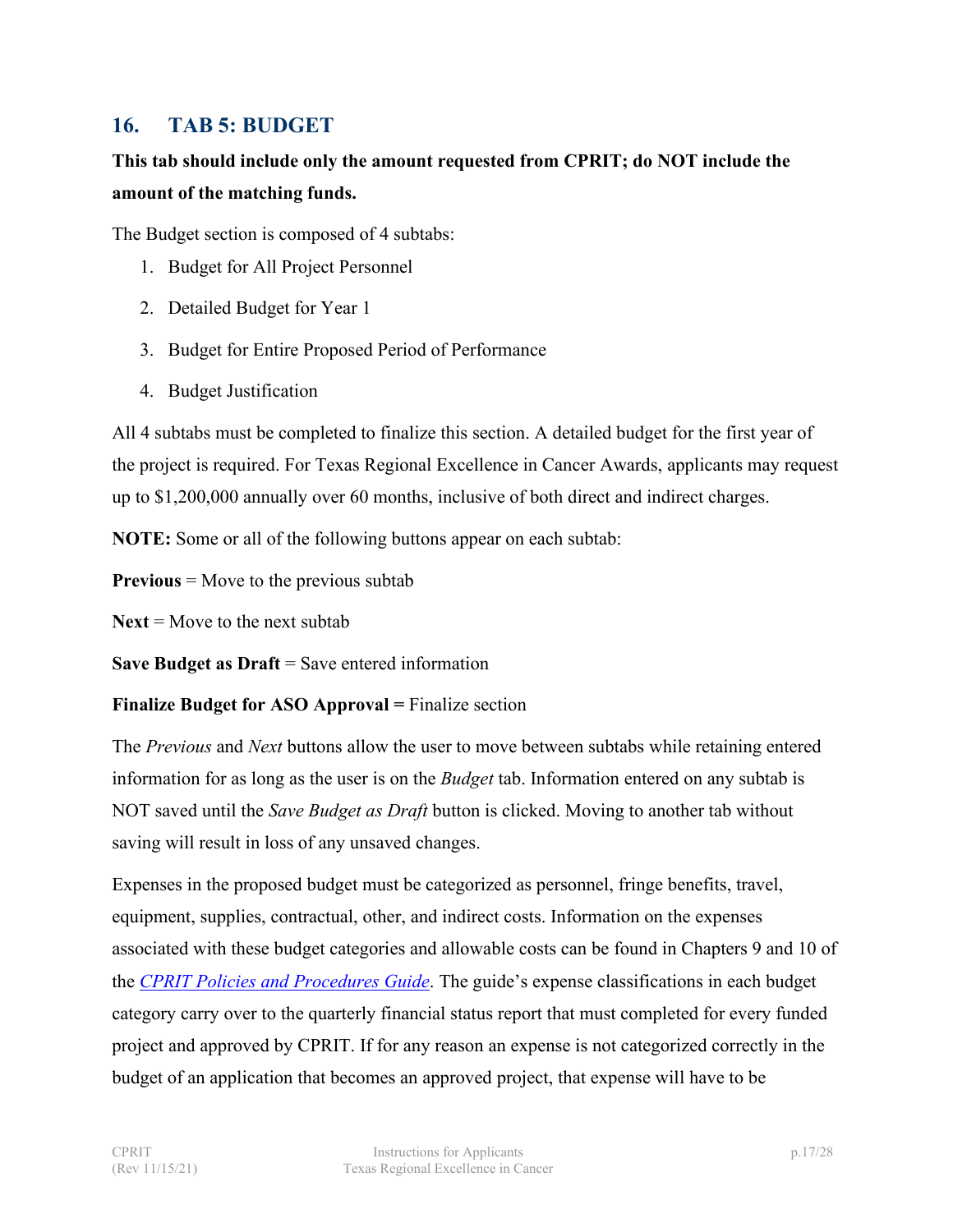## 16. TAB 5: BUDGET

**This tab should include only the amount requested from CPRIT; do NOT include the amount of the matching funds.**

The Budget section is composed of 4 subtabs:

1. Budget for All Project Personnel
2. Detailed Budget for Year 1
3. Budget for Entire Proposed Period of Performance
4. Budget Justification

All 4 subtabs must be completed to finalize this section. A detailed budget for the first year of the project is required. For Texas Regional Excellence in Cancer Awards, applicants may request up to $1,200,000 annually over 60 months, inclusive of both direct and indirect charges.

**NOTE:** Some or all of the following buttons appear on each subtab:

**Previous** = Move to the previous subtab

**Next** = Move to the next subtab

**Save Budget as Draft** = Save entered information

**Finalize Budget for ASO Approval =** Finalize section

The *Previous* and *Next* buttons allow the user to move between subtabs while retaining entered information for as long as the user is on the *Budget* tab. Information entered on any subtab is NOT saved until the *Save Budget as Draft* button is clicked. Moving to another tab without saving will result in loss of any unsaved changes.

Expenses in the proposed budget must be categorized as personnel, fringe benefits, travel, equipment, supplies, contractual, other, and indirect costs. Information on the expenses associated with these budget categories and allowable costs can be found in Chapters 9 and 10 of the *CPRIT Policies and Procedures Guide*. The guide's expense classifications in each budget category carry over to the quarterly financial status report that must completed for every funded project and approved by CPRIT. If for any reason an expense is not categorized correctly in the budget of an application that becomes an approved project, that expense will have to be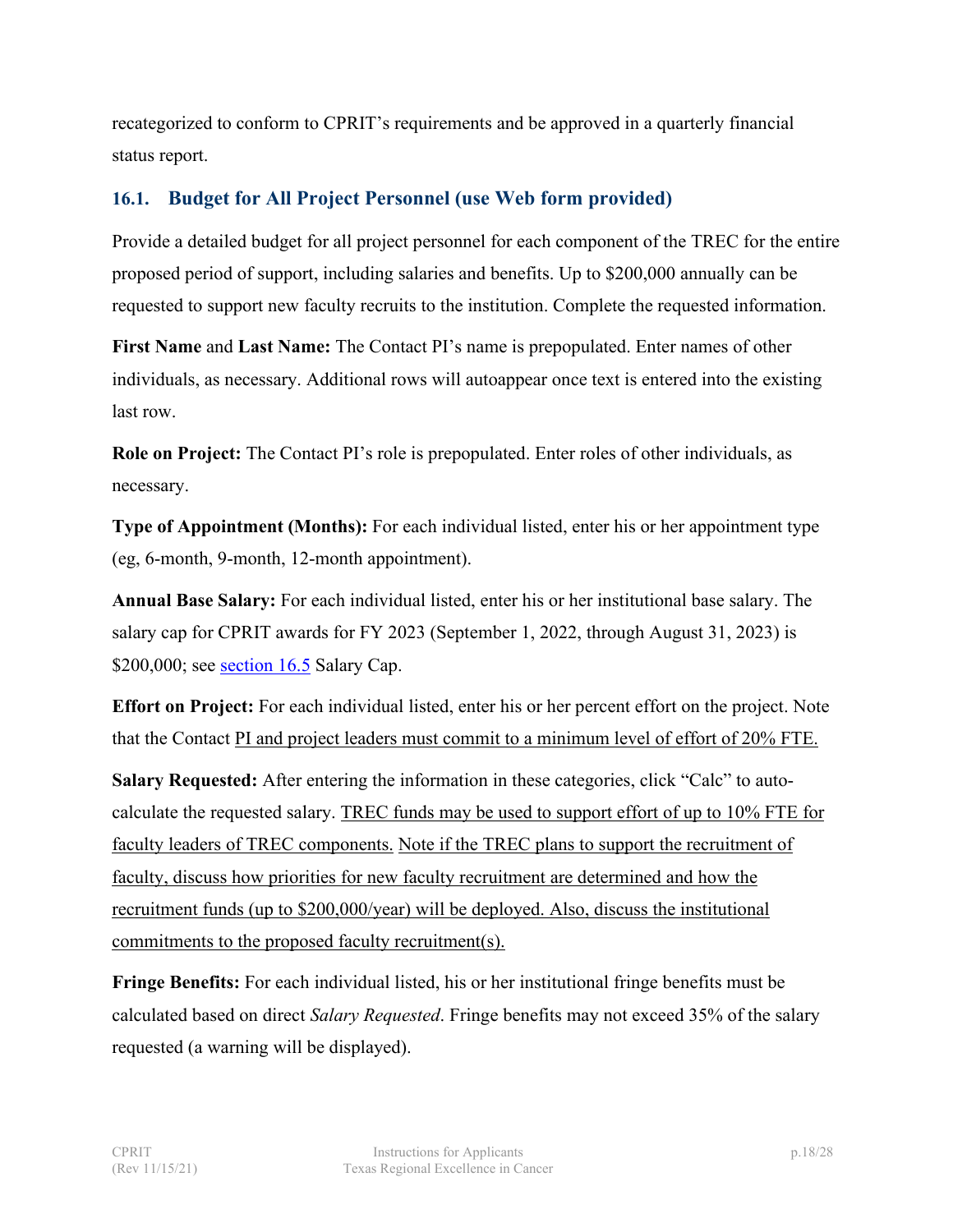recategorized to conform to CPRIT's requirements and be approved in a quarterly financial status report.

## 16.1. Budget for All Project Personnel (use Web form provided)

Provide a detailed budget for all project personnel for each component of the TREC for the entire proposed period of support, including salaries and benefits. Up to $200,000 annually can be requested to support new faculty recruits to the institution. Complete the requested information.

**First Name** and **Last Name:** The Contact PI's name is prepopulated. Enter names of other individuals, as necessary. Additional rows will autoappear once text is entered into the existing last row.

**Role on Project:** The Contact PI's role is prepopulated. Enter roles of other individuals, as necessary.

**Type of Appointment (Months):** For each individual listed, enter his or her appointment type (eg, 6-month, 9-month, 12-month appointment).

**Annual Base Salary:** For each individual listed, enter his or her institutional base salary. The salary cap for CPRIT awards for FY 2023 (September 1, 2022, through August 31, 2023) is $200,000; see section 16.5 Salary Cap.

**Effort on Project:** For each individual listed, enter his or her percent effort on the project. Note that the Contact PI and project leaders must commit to a minimum level of effort of 20% FTE.

**Salary Requested:** After entering the information in these categories, click "Calc" to auto-calculate the requested salary. TREC funds may be used to support effort of up to 10% FTE for faculty leaders of TREC components. Note if the TREC plans to support the recruitment of faculty, discuss how priorities for new faculty recruitment are determined and how the recruitment funds (up to $200,000/year) will be deployed. Also, discuss the institutional commitments to the proposed faculty recruitment(s).

**Fringe Benefits:** For each individual listed, his or her institutional fringe benefits must be calculated based on direct *Salary Requested*. Fringe benefits may not exceed 35% of the salary requested (a warning will be displayed).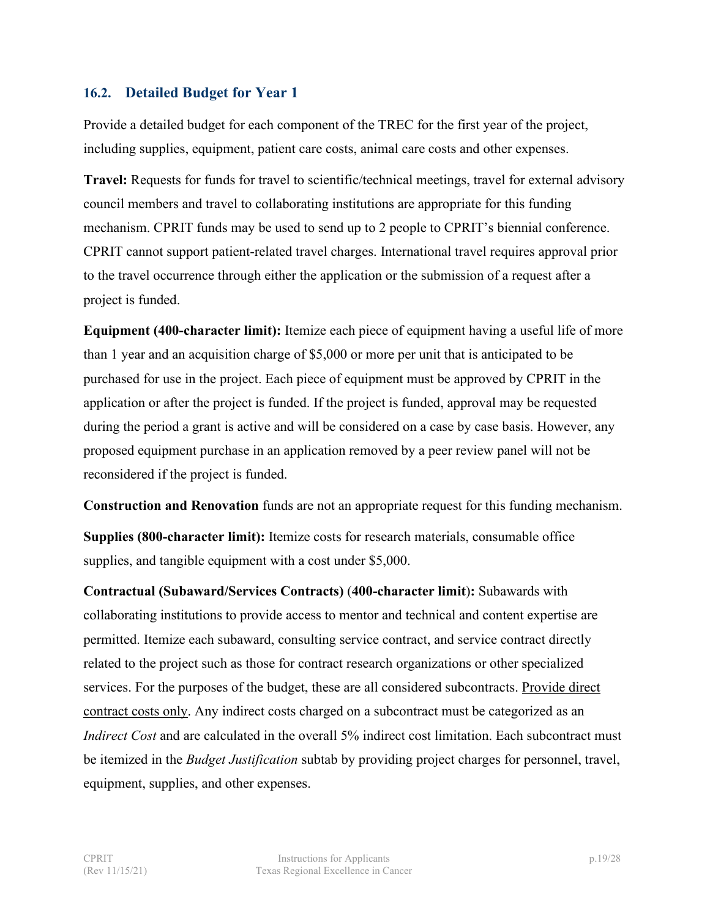### 16.2. Detailed Budget for Year 1

Provide a detailed budget for each component of the TREC for the first year of the project, including supplies, equipment, patient care costs, animal care costs and other expenses.

**Travel:** Requests for funds for travel to scientific/technical meetings, travel for external advisory council members and travel to collaborating institutions are appropriate for this funding mechanism. CPRIT funds may be used to send up to 2 people to CPRIT's biennial conference. CPRIT cannot support patient-related travel charges. International travel requires approval prior to the travel occurrence through either the application or the submission of a request after a project is funded.

**Equipment (400-character limit):** Itemize each piece of equipment having a useful life of more than 1 year and an acquisition charge of $5,000 or more per unit that is anticipated to be purchased for use in the project. Each piece of equipment must be approved by CPRIT in the application or after the project is funded. If the project is funded, approval may be requested during the period a grant is active and will be considered on a case by case basis. However, any proposed equipment purchase in an application removed by a peer review panel will not be reconsidered if the project is funded.

**Construction and Renovation** funds are not an appropriate request for this funding mechanism.

**Supplies (800-character limit):** Itemize costs for research materials, consumable office supplies, and tangible equipment with a cost under $5,000.

**Contractual (Subaward/Services Contracts)** (**400-character limit**)**:** Subawards with collaborating institutions to provide access to mentor and technical and content expertise are permitted. Itemize each subaward, consulting service contract, and service contract directly related to the project such as those for contract research organizations or other specialized services. For the purposes of the budget, these are all considered subcontracts. <u>Provide direct contract costs only</u>. Any indirect costs charged on a subcontract must be categorized as an *Indirect Cost* and are calculated in the overall 5% indirect cost limitation. Each subcontract must be itemized in the *Budget Justification* subtab by providing project charges for personnel, travel, equipment, supplies, and other expenses.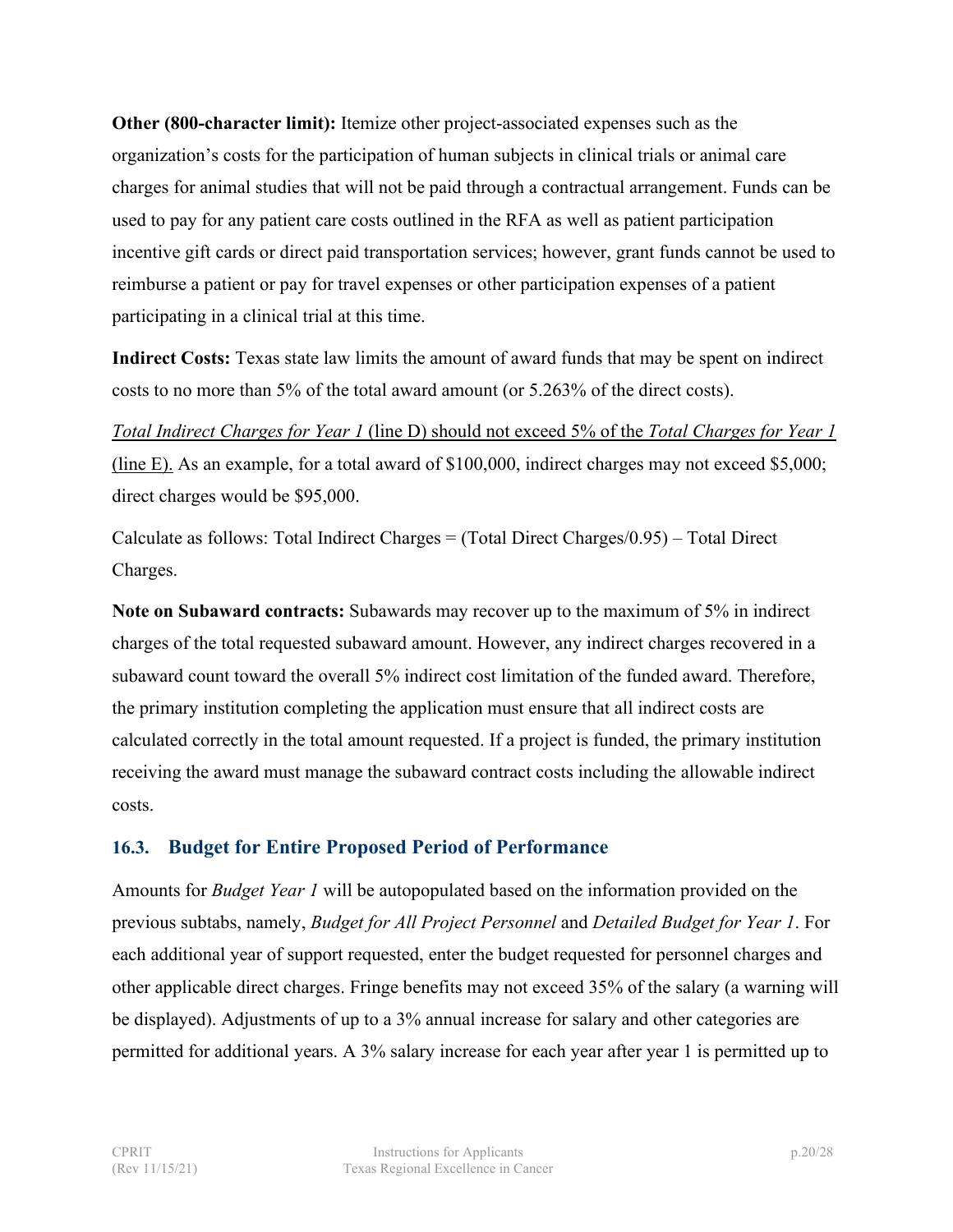**Other (800-character limit):** Itemize other project-associated expenses such as the organization's costs for the participation of human subjects in clinical trials or animal care charges for animal studies that will not be paid through a contractual arrangement. Funds can be used to pay for any patient care costs outlined in the RFA as well as patient participation incentive gift cards or direct paid transportation services; however, grant funds cannot be used to reimburse a patient or pay for travel expenses or other participation expenses of a patient participating in a clinical trial at this time.

**Indirect Costs:** Texas state law limits the amount of award funds that may be spent on indirect costs to no more than 5% of the total award amount (or 5.263% of the direct costs).

*Total Indirect Charges for Year 1* (line D) should not exceed 5% of the *Total Charges for Year 1* (line E). As an example, for a total award of $100,000, indirect charges may not exceed $5,000; direct charges would be $95,000.

Calculate as follows: Total Indirect Charges = (Total Direct Charges/0.95) – Total Direct Charges.

**Note on Subaward contracts:** Subawards may recover up to the maximum of 5% in indirect charges of the total requested subaward amount. However, any indirect charges recovered in a subaward count toward the overall 5% indirect cost limitation of the funded award. Therefore, the primary institution completing the application must ensure that all indirect costs are calculated correctly in the total amount requested. If a project is funded, the primary institution receiving the award must manage the subaward contract costs including the allowable indirect costs.

## 16.3. Budget for Entire Proposed Period of Performance

Amounts for *Budget Year 1* will be autopopulated based on the information provided on the previous subtabs, namely, *Budget for All Project Personnel* and *Detailed Budget for Year 1*. For each additional year of support requested, enter the budget requested for personnel charges and other applicable direct charges. Fringe benefits may not exceed 35% of the salary (a warning will be displayed). Adjustments of up to a 3% annual increase for salary and other categories are permitted for additional years. A 3% salary increase for each year after year 1 is permitted up to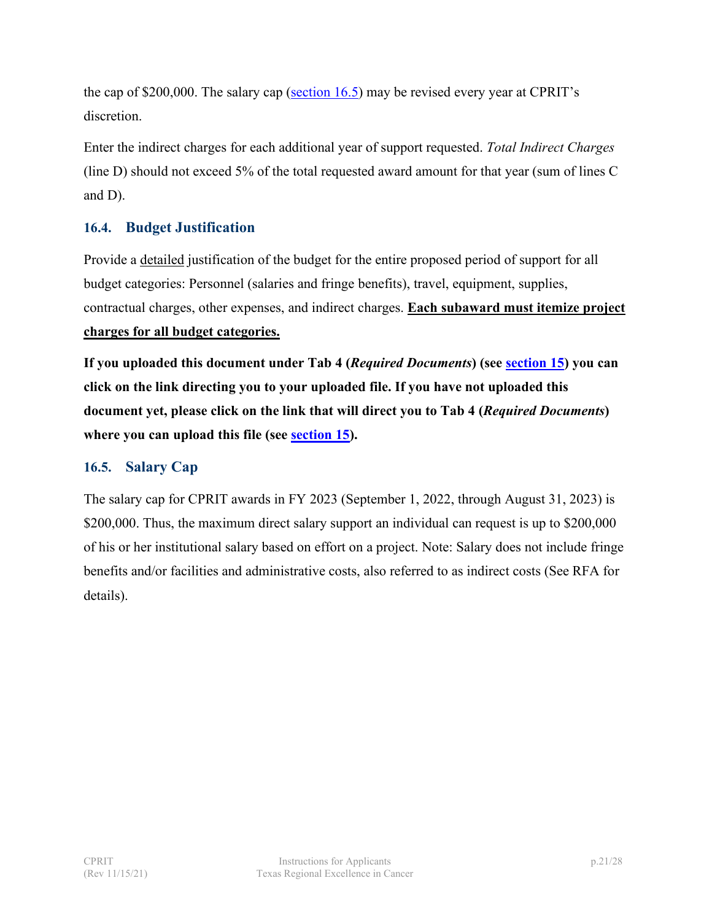the cap of $200,000. The salary cap (section 16.5) may be revised every year at CPRIT's discretion.

Enter the indirect charges for each additional year of support requested. *Total Indirect Charges* (line D) should not exceed 5% of the total requested award amount for that year (sum of lines C and D).

### 16.4. Budget Justification

Provide a <u>detailed</u> justification of the budget for the entire proposed period of support for all budget categories: Personnel (salaries and fringe benefits), travel, equipment, supplies, contractual charges, other expenses, and indirect charges. **<u>Each subaward must itemize project charges for all budget categories.</u>**

**If you uploaded this document under Tab 4 (*Required Documents*) (see section 15) you can click on the link directing you to your uploaded file. If you have not uploaded this document yet, please click on the link that will direct you to Tab 4 (*Required Documents*) where you can upload this file (see section 15).**

### 16.5. Salary Cap

The salary cap for CPRIT awards in FY 2023 (September 1, 2022, through August 31, 2023) is $200,000. Thus, the maximum direct salary support an individual can request is up to $200,000 of his or her institutional salary based on effort on a project. Note: Salary does not include fringe benefits and/or facilities and administrative costs, also referred to as indirect costs (See RFA for details).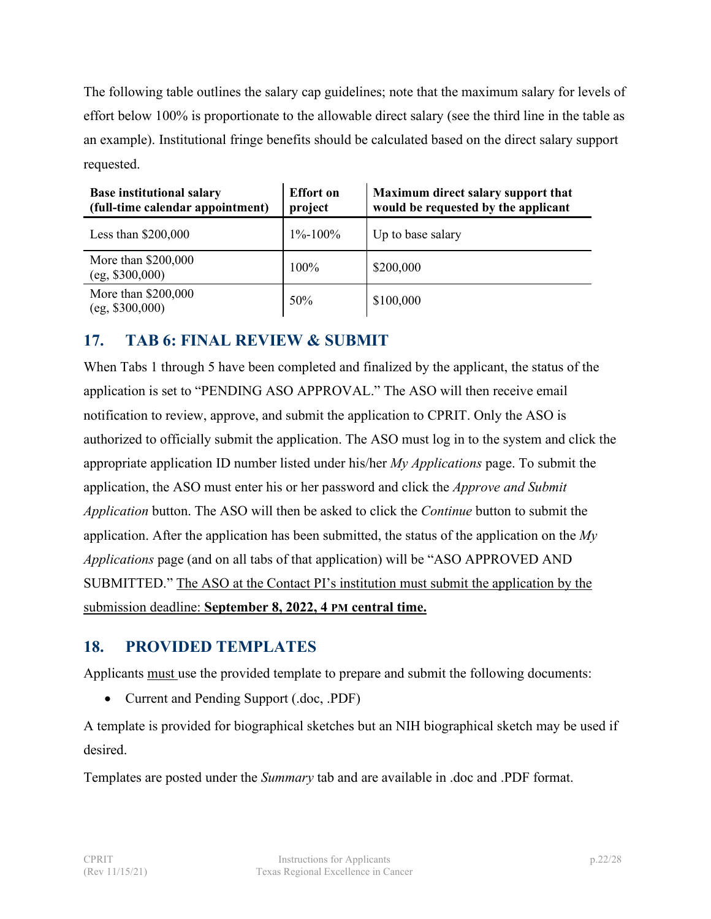The following table outlines the salary cap guidelines; note that the maximum salary for levels of effort below 100% is proportionate to the allowable direct salary (see the third line in the table as an example). Institutional fringe benefits should be calculated based on the direct salary support requested.

| Base institutional salary (full-time calendar appointment) | Effort on project | Maximum direct salary support that would be requested by the applicant |
|---|---|---|
| Less than $200,000 | 1%-100% | Up to base salary |
| More than $200,000 (eg, $300,000) | 100% | $200,000 |
| More than $200,000 (eg, $300,000) | 50% | $100,000 |

## 17. TAB 6: FINAL REVIEW & SUBMIT

When Tabs 1 through 5 have been completed and finalized by the applicant, the status of the application is set to "PENDING ASO APPROVAL." The ASO will then receive email notification to review, approve, and submit the application to CPRIT. Only the ASO is authorized to officially submit the application. The ASO must log in to the system and click the appropriate application ID number listed under his/her *My Applications* page. To submit the application, the ASO must enter his or her password and click the *Approve and Submit Application* button. The ASO will then be asked to click the *Continue* button to submit the application. After the application has been submitted, the status of the application on the *My Applications* page (and on all tabs of that application) will be "ASO APPROVED AND SUBMITTED." <u>The ASO at the Contact PI's institution must submit the application by the submission deadline: **September 8, 2022, 4 PM central time.**</u>

## 18. PROVIDED TEMPLATES

Applicants <u>must</u> use the provided template to prepare and submit the following documents:

- Current and Pending Support (.doc, .PDF)

A template is provided for biographical sketches but an NIH biographical sketch may be used if desired.

Templates are posted under the *Summary* tab and are available in .doc and .PDF format.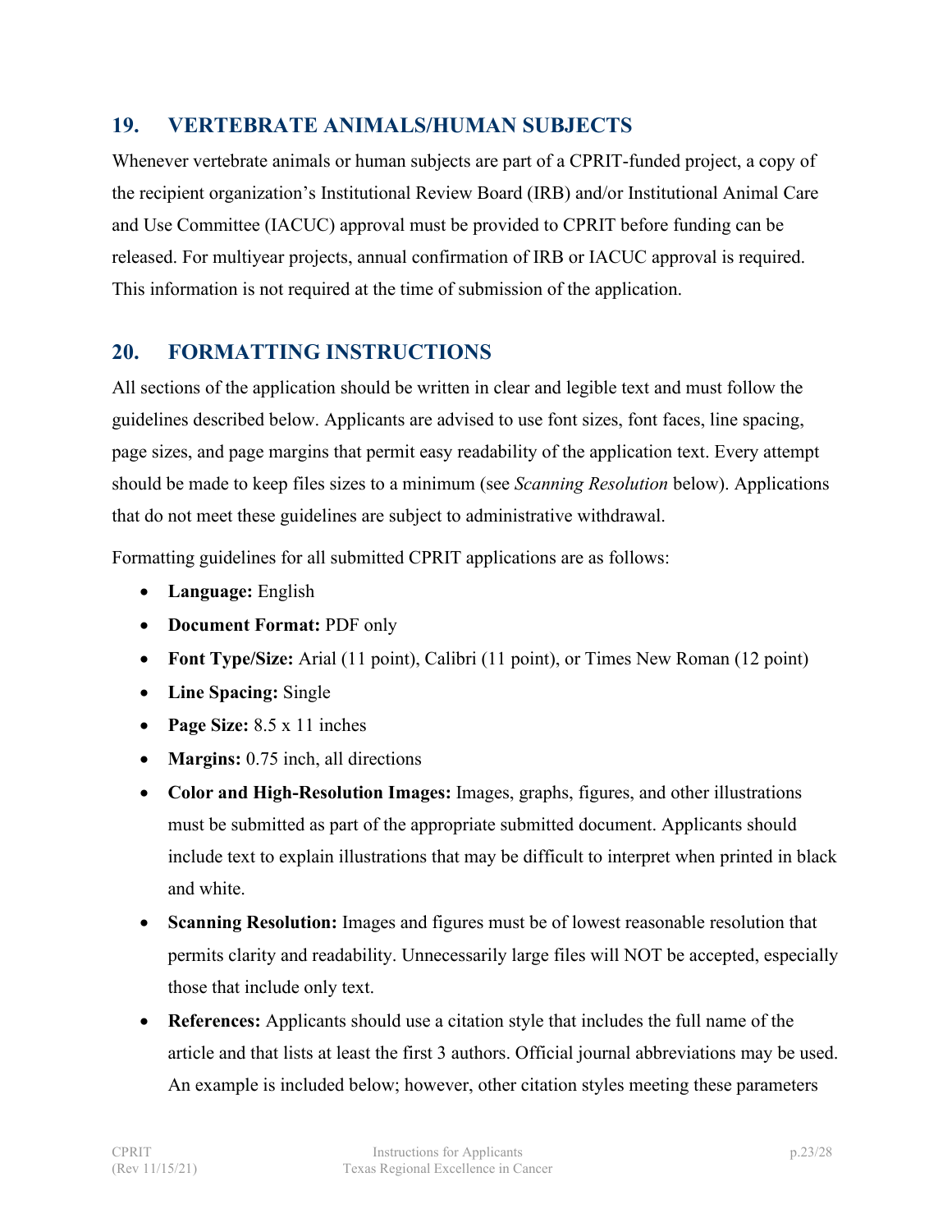## 19. VERTEBRATE ANIMALS/HUMAN SUBJECTS

Whenever vertebrate animals or human subjects are part of a CPRIT-funded project, a copy of the recipient organization's Institutional Review Board (IRB) and/or Institutional Animal Care and Use Committee (IACUC) approval must be provided to CPRIT before funding can be released. For multiyear projects, annual confirmation of IRB or IACUC approval is required. This information is not required at the time of submission of the application.

## 20. FORMATTING INSTRUCTIONS

All sections of the application should be written in clear and legible text and must follow the guidelines described below. Applicants are advised to use font sizes, font faces, line spacing, page sizes, and page margins that permit easy readability of the application text. Every attempt should be made to keep files sizes to a minimum (see *Scanning Resolution* below). Applications that do not meet these guidelines are subject to administrative withdrawal.

Formatting guidelines for all submitted CPRIT applications are as follows:

- **Language:** English
- **Document Format:** PDF only
- **Font Type/Size:** Arial (11 point), Calibri (11 point), or Times New Roman (12 point)
- **Line Spacing:** Single
- **Page Size:** 8.5 x 11 inches
- **Margins:** 0.75 inch, all directions
- **Color and High-Resolution Images:** Images, graphs, figures, and other illustrations must be submitted as part of the appropriate submitted document. Applicants should include text to explain illustrations that may be difficult to interpret when printed in black and white.
- **Scanning Resolution:** Images and figures must be of lowest reasonable resolution that permits clarity and readability. Unnecessarily large files will NOT be accepted, especially those that include only text.
- **References:** Applicants should use a citation style that includes the full name of the article and that lists at least the first 3 authors. Official journal abbreviations may be used. An example is included below; however, other citation styles meeting these parameters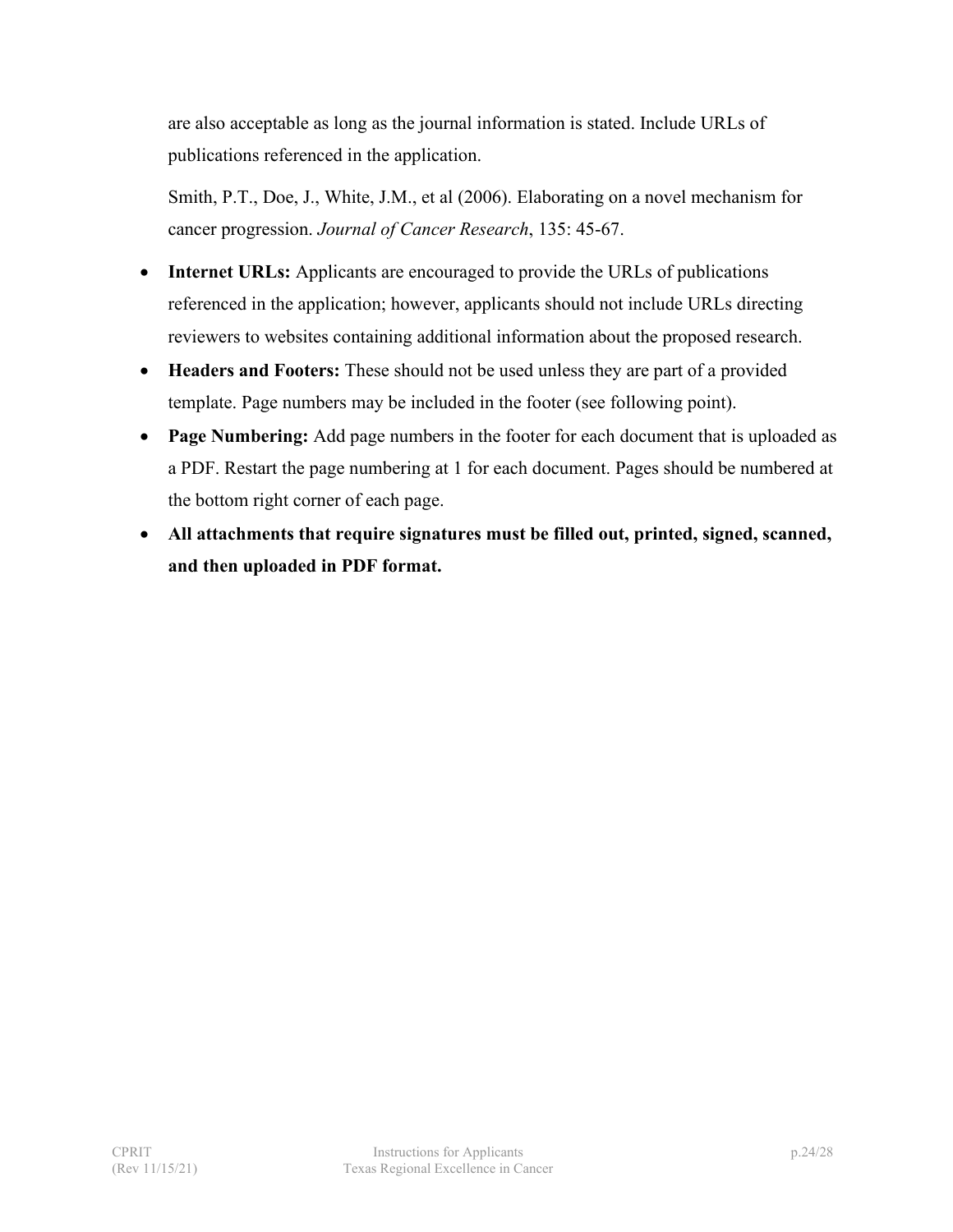are also acceptable as long as the journal information is stated. Include URLs of publications referenced in the application.

Smith, P.T., Doe, J., White, J.M., et al (2006). Elaborating on a novel mechanism for cancer progression. *Journal of Cancer Research*, 135: 45-67.

- **Internet URLs:** Applicants are encouraged to provide the URLs of publications referenced in the application; however, applicants should not include URLs directing reviewers to websites containing additional information about the proposed research.
- **Headers and Footers:** These should not be used unless they are part of a provided template. Page numbers may be included in the footer (see following point).
- **Page Numbering:** Add page numbers in the footer for each document that is uploaded as a PDF. Restart the page numbering at 1 for each document. Pages should be numbered at the bottom right corner of each page.
- **All attachments that require signatures must be filled out, printed, signed, scanned, and then uploaded in PDF format.**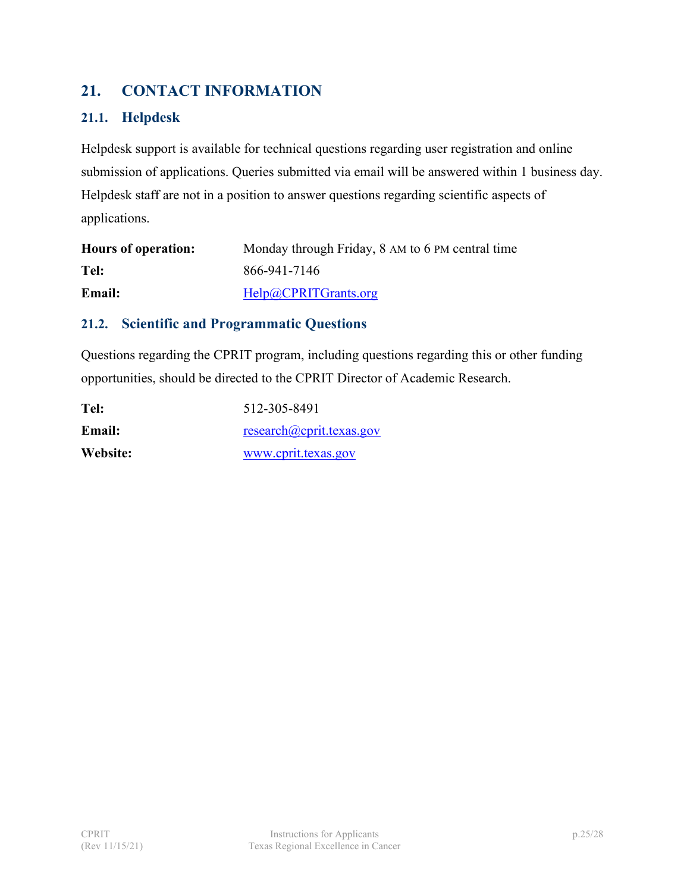## 21. CONTACT INFORMATION

### 21.1. Helpdesk

Helpdesk support is available for technical questions regarding user registration and online submission of applications. Queries submitted via email will be answered within 1 business day. Helpdesk staff are not in a position to answer questions regarding scientific aspects of applications.

| | |
|---|---|
| **Hours of operation:** | Monday through Friday, 8 AM to 6 PM central time |
| **Tel:** | 866-941-7146 |
| **Email:** | Help@CPRITGrants.org |

### 21.2. Scientific and Programmatic Questions

Questions regarding the CPRIT program, including questions regarding this or other funding opportunities, should be directed to the CPRIT Director of Academic Research.

| | |
|---|---|
| **Tel:** | 512-305-8491 |
| **Email:** | research@cprit.texas.gov |
| **Website:** | www.cprit.texas.gov |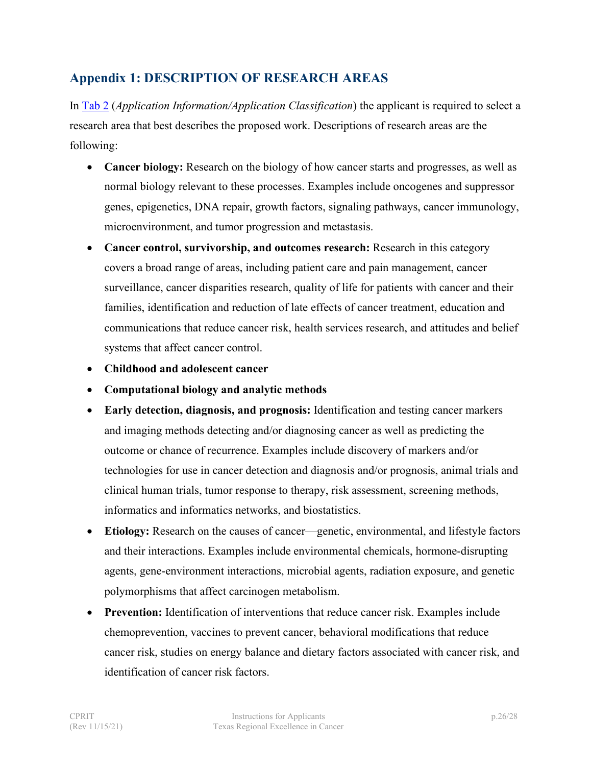## Appendix 1: DESCRIPTION OF RESEARCH AREAS

In Tab 2 (*Application Information/Application Classification*) the applicant is required to select a research area that best describes the proposed work. Descriptions of research areas are the following:

- **Cancer biology:** Research on the biology of how cancer starts and progresses, as well as normal biology relevant to these processes. Examples include oncogenes and suppressor genes, epigenetics, DNA repair, growth factors, signaling pathways, cancer immunology, microenvironment, and tumor progression and metastasis.
- **Cancer control, survivorship, and outcomes research:** Research in this category covers a broad range of areas, including patient care and pain management, cancer surveillance, cancer disparities research, quality of life for patients with cancer and their families, identification and reduction of late effects of cancer treatment, education and communications that reduce cancer risk, health services research, and attitudes and belief systems that affect cancer control.
- **Childhood and adolescent cancer**
- **Computational biology and analytic methods**
- **Early detection, diagnosis, and prognosis:** Identification and testing cancer markers and imaging methods detecting and/or diagnosing cancer as well as predicting the outcome or chance of recurrence. Examples include discovery of markers and/or technologies for use in cancer detection and diagnosis and/or prognosis, animal trials and clinical human trials, tumor response to therapy, risk assessment, screening methods, informatics and informatics networks, and biostatistics.
- **Etiology:** Research on the causes of cancer—genetic, environmental, and lifestyle factors and their interactions. Examples include environmental chemicals, hormone-disrupting agents, gene-environment interactions, microbial agents, radiation exposure, and genetic polymorphisms that affect carcinogen metabolism.
- **Prevention:** Identification of interventions that reduce cancer risk. Examples include chemoprevention, vaccines to prevent cancer, behavioral modifications that reduce cancer risk, studies on energy balance and dietary factors associated with cancer risk, and identification of cancer risk factors.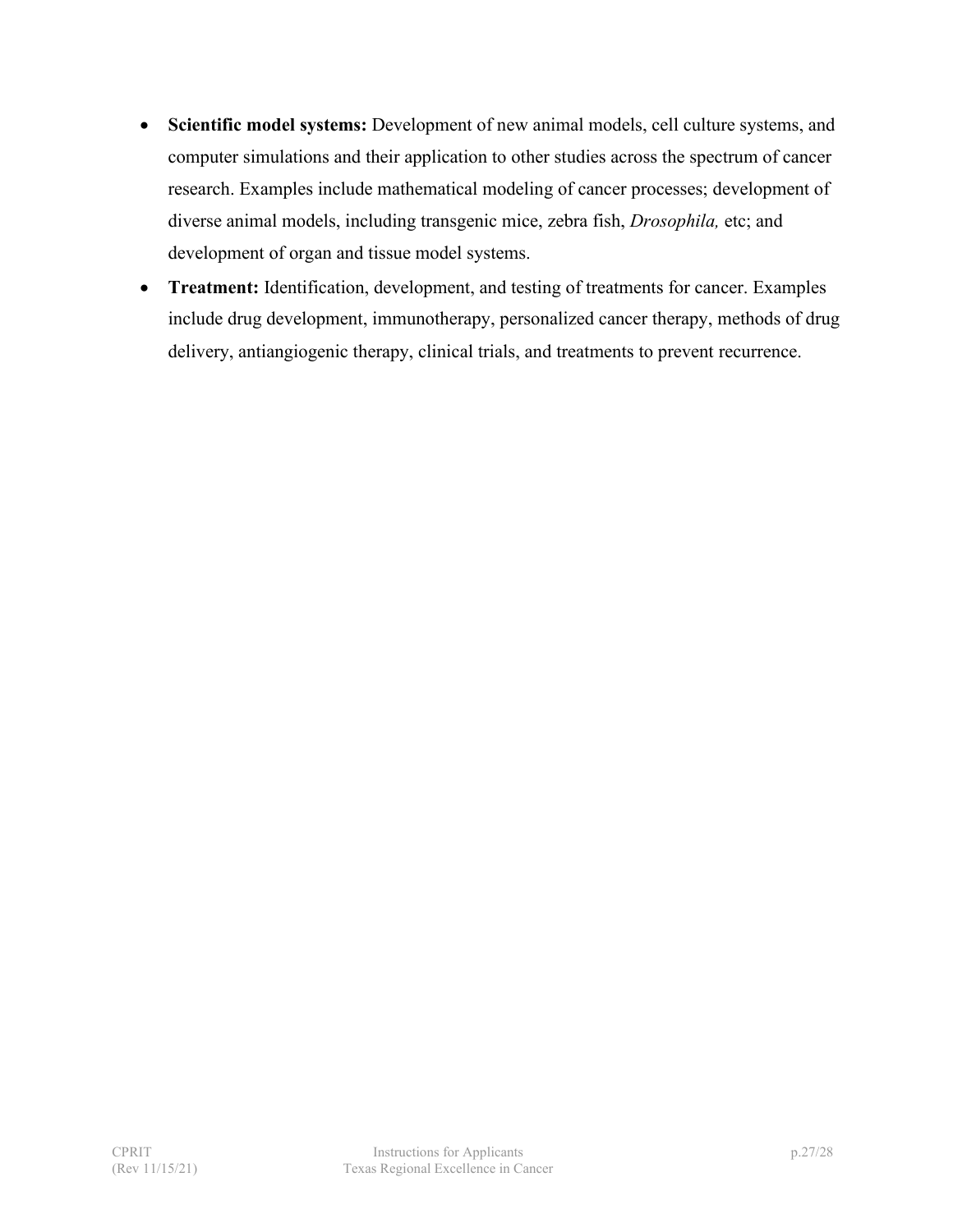- **Scientific model systems:** Development of new animal models, cell culture systems, and computer simulations and their application to other studies across the spectrum of cancer research. Examples include mathematical modeling of cancer processes; development of diverse animal models, including transgenic mice, zebra fish, *Drosophila,* etc; and development of organ and tissue model systems.
- **Treatment:** Identification, development, and testing of treatments for cancer. Examples include drug development, immunotherapy, personalized cancer therapy, methods of drug delivery, antiangiogenic therapy, clinical trials, and treatments to prevent recurrence.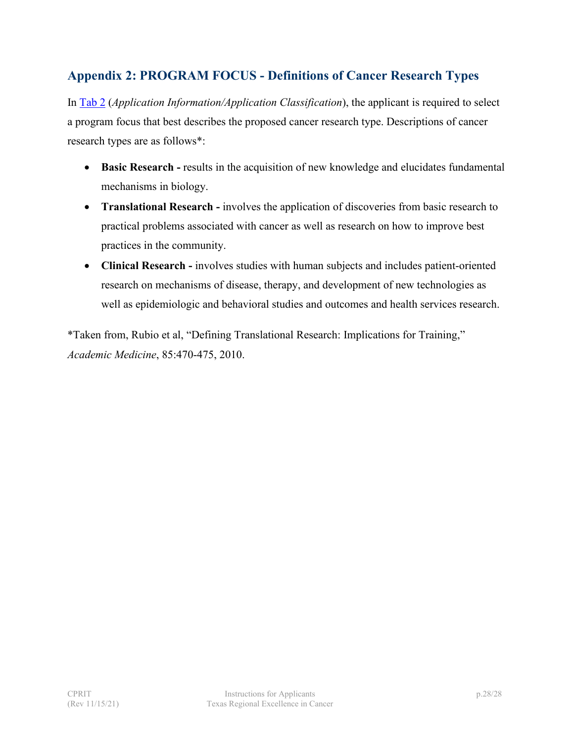## Appendix 2: PROGRAM FOCUS - Definitions of Cancer Research Types

In Tab 2 (*Application Information/Application Classification*), the applicant is required to select a program focus that best describes the proposed cancer research type. Descriptions of cancer research types are as follows*:

- **Basic Research -** results in the acquisition of new knowledge and elucidates fundamental mechanisms in biology.
- **Translational Research -** involves the application of discoveries from basic research to practical problems associated with cancer as well as research on how to improve best practices in the community.
- **Clinical Research -** involves studies with human subjects and includes patient-oriented research on mechanisms of disease, therapy, and development of new technologies as well as epidemiologic and behavioral studies and outcomes and health services research.

*Taken from, Rubio et al, "Defining Translational Research: Implications for Training," *Academic Medicine*, 85:470-475, 2010.